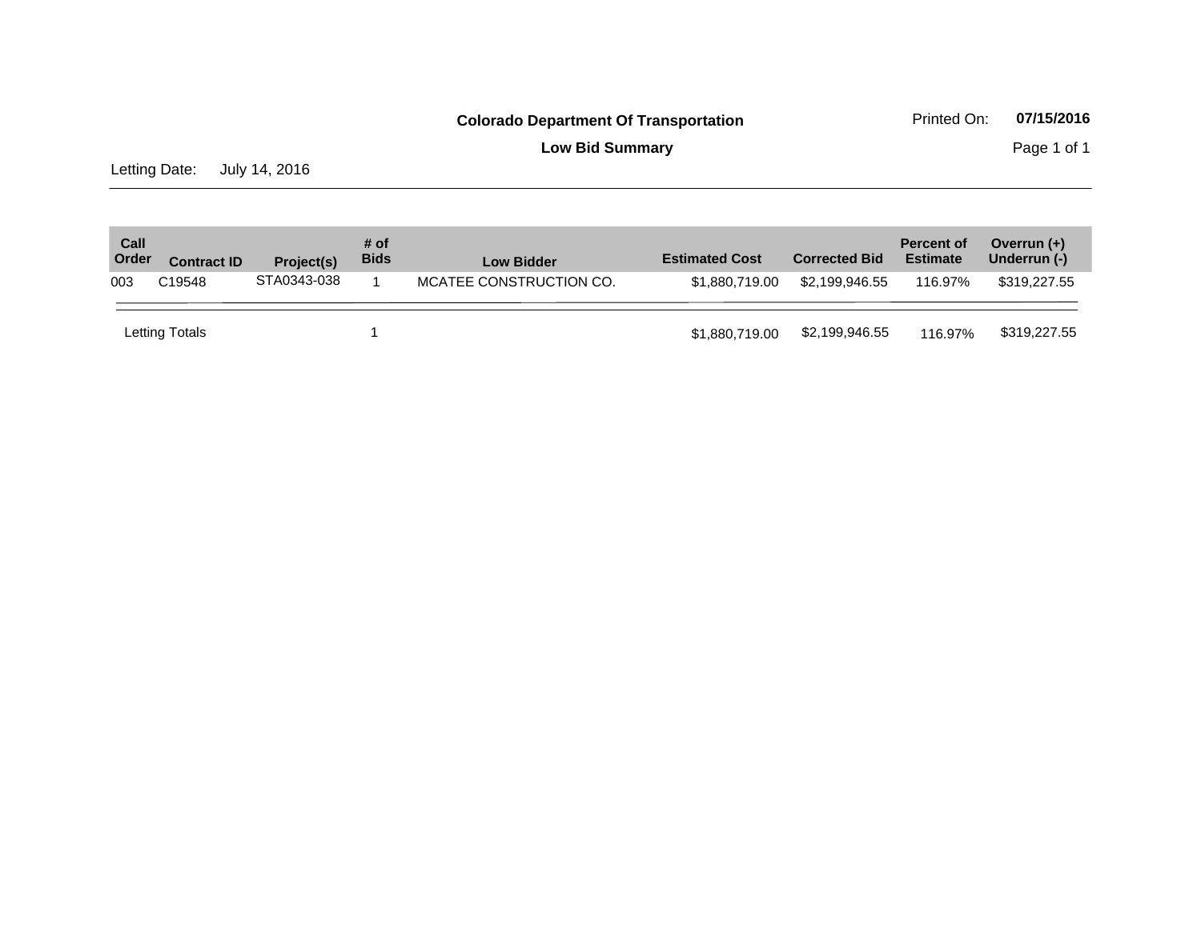**Colorado Department Of Transportation**

Printed On: **07/15/2016**

**Low Bid Summary**

Letting Date: July 14, 2016

| Call Order | Contract ID | Project(s) | # of Bids | Low Bidder | Estimated Cost | Corrected Bid | Percent of Estimate | Overrun (+) Underrun (-) |
|---|---|---|---|---|---|---|---|---|
| 003 | C19548 | STA0343-038 | 1 | MCATEE CONSTRUCTION CO. | $1,880,719.00 | $2,199,946.55 | 116.97% | $319,227.55 |
| Letting Totals | | | 1 | | $1,880,719.00 | $2,199,946.55 | 116.97% | $319,227.55 |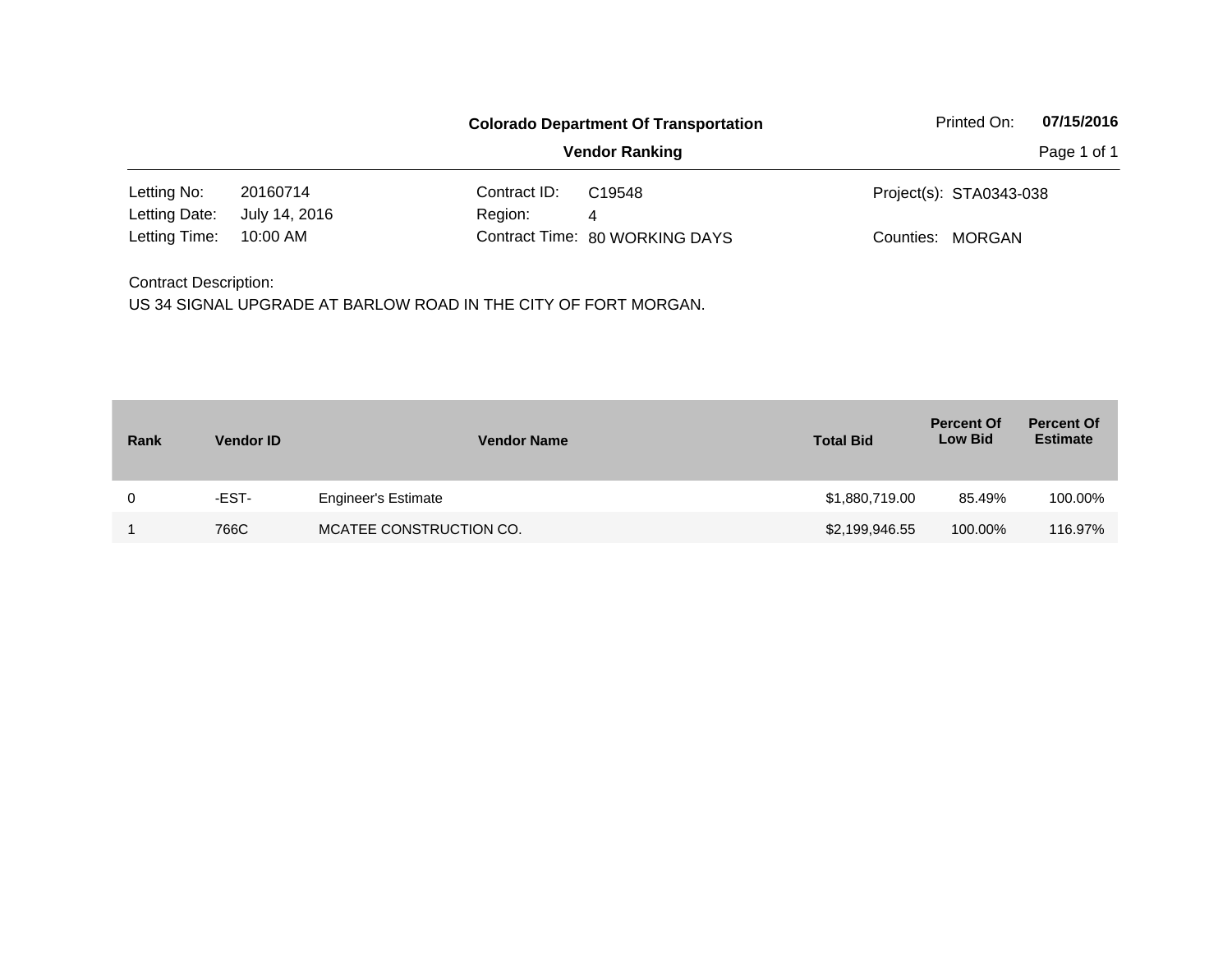**Colorado Department Of Transportation**

**Vendor Ranking**

Printed On: **07/15/2016**

| | | | | | |
|---|---|---|---|---|---|
| Letting No: | 20160714 | Contract ID: | C19548 | Project(s): | STA0343-038 |
| Letting Date: | July 14, 2016 | Region: | 4 | | |
| Letting Time: | 10:00 AM | Contract Time: | 80 WORKING DAYS | Counties: | MORGAN |

Contract Description:

US 34 SIGNAL UPGRADE AT BARLOW ROAD IN THE CITY OF FORT MORGAN.

| Rank | Vendor ID | Vendor Name | Total Bid | Percent Of Low Bid | Percent Of Estimate |
|---|---|---|---|---|---|
| 0 | -EST- | Engineer's Estimate | $1,880,719.00 | 85.49% | 100.00% |
| 1 | 766C | MCATEE CONSTRUCTION CO. | $2,199,946.55 | 100.00% | 116.97% |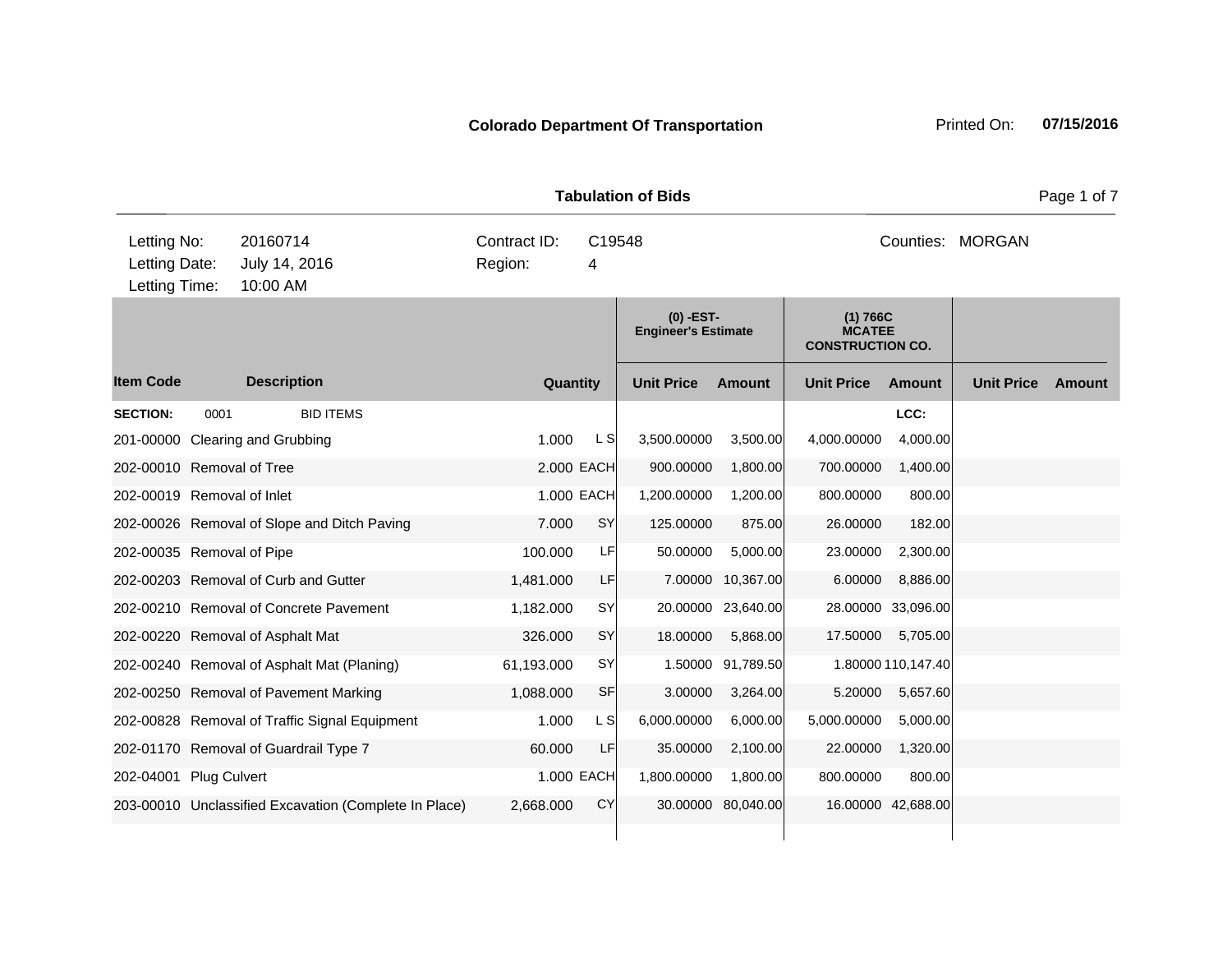**Colorado Department Of Transportation**

Printed On: **07/15/2016**

**Tabulation of Bids**

| | | | | | |
|---|---|---|---|---|---|
| Letting No: | 20160714 | Contract ID: | C19548 | Counties: | MORGAN |
| Letting Date: | July 14, 2016 | Region: | 4 | | |
| Letting Time: | 10:00 AM | | | | |

| | | | | (0) -EST- Engineer's Estimate | | (1) 766C MCATEE CONSTRUCTION CO. | | | |
|---|---|---|---|---|---|---|---|---|---|
| **Item Code** | **Description** | **Quantity** | | **Unit Price** | **Amount** | **Unit Price** | **Amount** | **Unit Price** | **Amount** |
| **SECTION:** | 0001 BID ITEMS | | | | | | LCC: | | |
| 201-00000 | Clearing and Grubbing | 1.000 | L S | 3,500.00000 | 3,500.00 | 4,000.00000 | 4,000.00 | | |
| 202-00010 | Removal of Tree | 2.000 | EACH | 900.00000 | 1,800.00 | 700.00000 | 1,400.00 | | |
| 202-00019 | Removal of Inlet | 1.000 | EACH | 1,200.00000 | 1,200.00 | 800.00000 | 800.00 | | |
| 202-00026 | Removal of Slope and Ditch Paving | 7.000 | SY | 125.00000 | 875.00 | 26.00000 | 182.00 | | |
| 202-00035 | Removal of Pipe | 100.000 | LF | 50.00000 | 5,000.00 | 23.00000 | 2,300.00 | | |
| 202-00203 | Removal of Curb and Gutter | 1,481.000 | LF | 7.00000 | 10,367.00 | 6.00000 | 8,886.00 | | |
| 202-00210 | Removal of Concrete Pavement | 1,182.000 | SY | 20.00000 | 23,640.00 | 28.00000 | 33,096.00 | | |
| 202-00220 | Removal of Asphalt Mat | 326.000 | SY | 18.00000 | 5,868.00 | 17.50000 | 5,705.00 | | |
| 202-00240 | Removal of Asphalt Mat (Planing) | 61,193.000 | SY | 1.50000 | 91,789.50 | 1.80000 | 110,147.40 | | |
| 202-00250 | Removal of Pavement Marking | 1,088.000 | SF | 3.00000 | 3,264.00 | 5.20000 | 5,657.60 | | |
| 202-00828 | Removal of Traffic Signal Equipment | 1.000 | L S | 6,000.00000 | 6,000.00 | 5,000.00000 | 5,000.00 | | |
| 202-01170 | Removal of Guardrail Type 7 | 60.000 | LF | 35.00000 | 2,100.00 | 22.00000 | 1,320.00 | | |
| 202-04001 | Plug Culvert | 1.000 | EACH | 1,800.00000 | 1,800.00 | 800.00000 | 800.00 | | |
| 203-00010 | Unclassified Excavation (Complete In Place) | 2,668.000 | CY | 30.00000 | 80,040.00 | 16.00000 | 42,688.00 | | |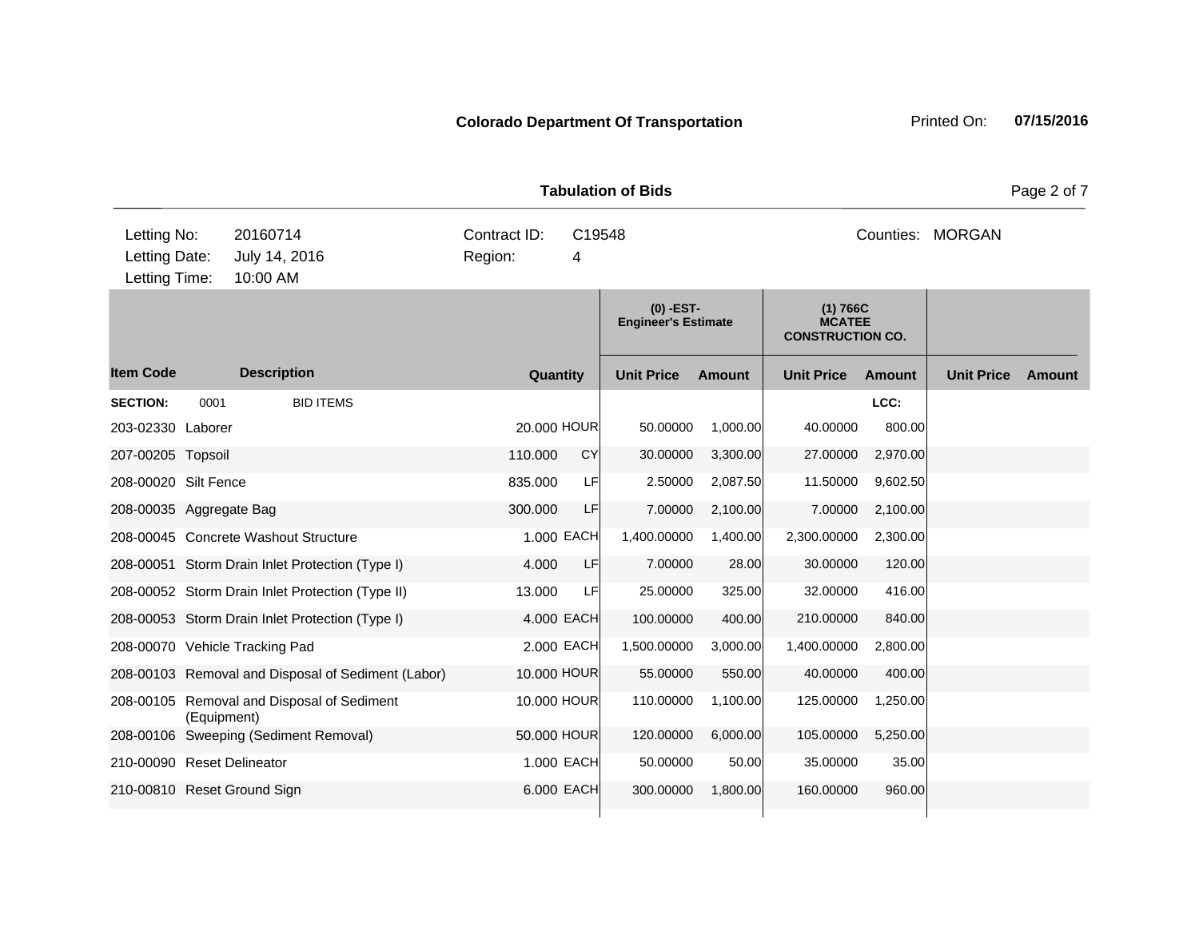**Colorado Department Of Transportation** Printed On: **07/15/2016**

## Tabulation of Bids

| | | | |
|---|---|---|---|
| Letting No: | 20160714 | Contract ID: | C19548 |
| Letting Date: | July 14, 2016 | Region: | 4 |
| Letting Time: | 10:00 AM | Counties: | MORGAN |

| | | | | (0) -EST- Engineer's Estimate | | (1) 766C MCATEE CONSTRUCTION CO. | | | |
|---|---|---|---|---|---|---|---|---|---|
| **Item Code** | **Description** | **Quantity** | | **Unit Price** | **Amount** | **Unit Price** | **Amount** | **Unit Price** | **Amount** |
| **SECTION:** | 0001 BID ITEMS | | | | | | LCC: | | |
| 203-02330 | Laborer | 20.000 | HOUR | 50.00000 | 1,000.00 | 40.00000 | 800.00 | | |
| 207-00205 | Topsoil | 110.000 | CY | 30.00000 | 3,300.00 | 27.00000 | 2,970.00 | | |
| 208-00020 | Silt Fence | 835.000 | LF | 2.50000 | 2,087.50 | 11.50000 | 9,602.50 | | |
| 208-00035 | Aggregate Bag | 300.000 | LF | 7.00000 | 2,100.00 | 7.00000 | 2,100.00 | | |
| 208-00045 | Concrete Washout Structure | 1.000 | EACH | 1,400.00000 | 1,400.00 | 2,300.00000 | 2,300.00 | | |
| 208-00051 | Storm Drain Inlet Protection (Type I) | 4.000 | LF | 7.00000 | 28.00 | 30.00000 | 120.00 | | |
| 208-00052 | Storm Drain Inlet Protection (Type II) | 13.000 | LF | 25.00000 | 325.00 | 32.00000 | 416.00 | | |
| 208-00053 | Storm Drain Inlet Protection (Type I) | 4.000 | EACH | 100.00000 | 400.00 | 210.00000 | 840.00 | | |
| 208-00070 | Vehicle Tracking Pad | 2.000 | EACH | 1,500.00000 | 3,000.00 | 1,400.00000 | 2,800.00 | | |
| 208-00103 | Removal and Disposal of Sediment (Labor) | 10.000 | HOUR | 55.00000 | 550.00 | 40.00000 | 400.00 | | |
| 208-00105 | Removal and Disposal of Sediment (Equipment) | 10.000 | HOUR | 110.00000 | 1,100.00 | 125.00000 | 1,250.00 | | |
| 208-00106 | Sweeping (Sediment Removal) | 50.000 | HOUR | 120.00000 | 6,000.00 | 105.00000 | 5,250.00 | | |
| 210-00090 | Reset Delineator | 1.000 | EACH | 50.00000 | 50.00 | 35.00000 | 35.00 | | |
| 210-00810 | Reset Ground Sign | 6.000 | EACH | 300.00000 | 1,800.00 | 160.00000 | 960.00 | | |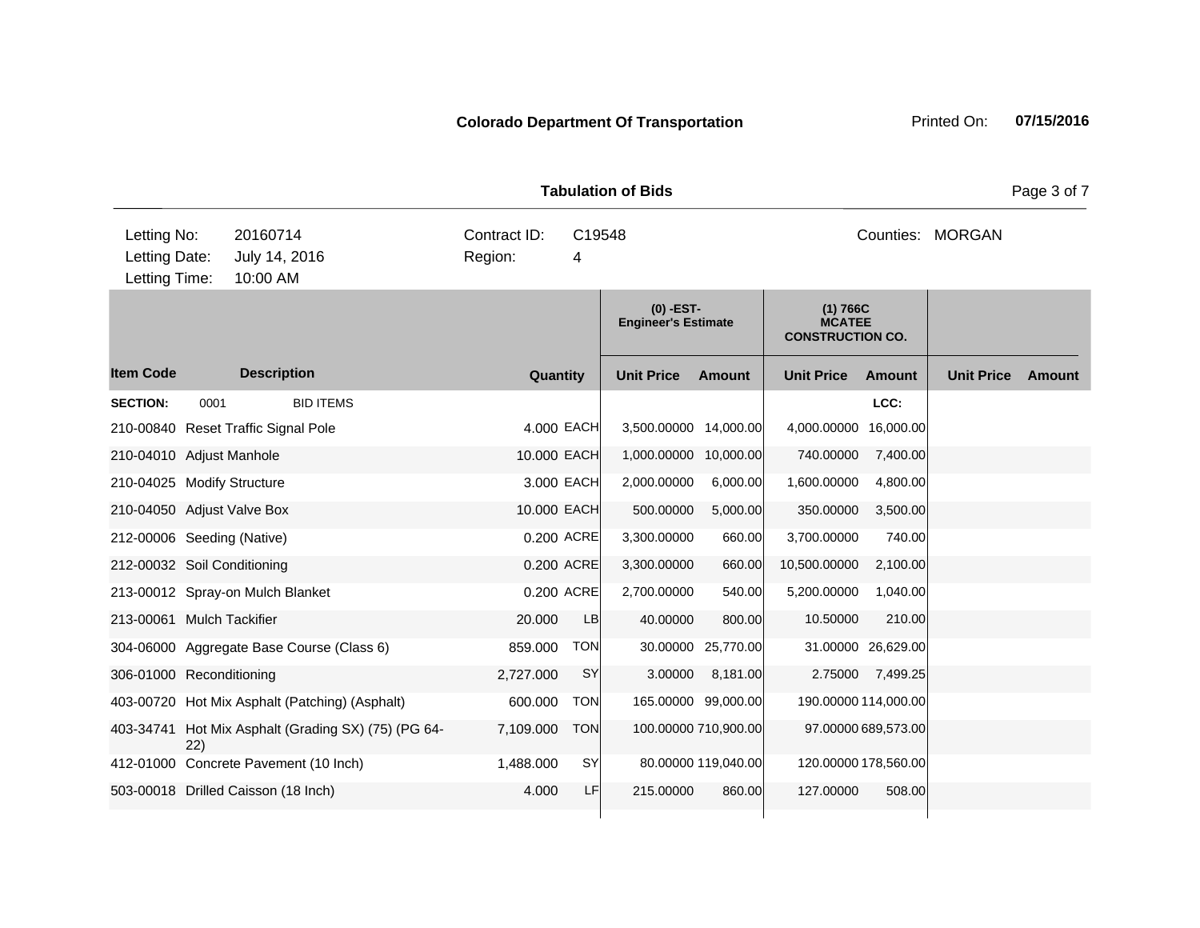**Colorado Department Of Transportation**

Printed On: **07/15/2016**

**Tabulation of Bids**

| Letting No: | 20160714 | Contract ID: | C19548 | Counties: | MORGAN |
|---|---|---|---|---|---|
| Letting Date: | July 14, 2016 | Region: | 4 | | |
| Letting Time: | 10:00 AM | | | | |

| Item Code | Description | Quantity | | (0) -EST- Engineer's Estimate | | (1) 766C MCATEE CONSTRUCTION CO. | | | |
|---|---|---|---|---|---|---|---|---|---|
| | | | | Unit Price | Amount | Unit Price | Amount | Unit Price | Amount |
| **SECTION:** | 0001 BID ITEMS | | | | | | LCC: | | |
| 210-00840 | Reset Traffic Signal Pole | 4.000 | EACH | 3,500.00000 | 14,000.00 | 4,000.00000 | 16,000.00 | | |
| 210-04010 | Adjust Manhole | 10.000 | EACH | 1,000.00000 | 10,000.00 | 740.00000 | 7,400.00 | | |
| 210-04025 | Modify Structure | 3.000 | EACH | 2,000.00000 | 6,000.00 | 1,600.00000 | 4,800.00 | | |
| 210-04050 | Adjust Valve Box | 10.000 | EACH | 500.00000 | 5,000.00 | 350.00000 | 3,500.00 | | |
| 212-00006 | Seeding (Native) | 0.200 | ACRE | 3,300.00000 | 660.00 | 3,700.00000 | 740.00 | | |
| 212-00032 | Soil Conditioning | 0.200 | ACRE | 3,300.00000 | 660.00 | 10,500.00000 | 2,100.00 | | |
| 213-00012 | Spray-on Mulch Blanket | 0.200 | ACRE | 2,700.00000 | 540.00 | 5,200.00000 | 1,040.00 | | |
| 213-00061 | Mulch Tackifier | 20.000 | LB | 40.00000 | 800.00 | 10.50000 | 210.00 | | |
| 304-06000 | Aggregate Base Course (Class 6) | 859.000 | TON | 30.00000 | 25,770.00 | 31.00000 | 26,629.00 | | |
| 306-01000 | Reconditioning | 2,727.000 | SY | 3.00000 | 8,181.00 | 2.75000 | 7,499.25 | | |
| 403-00720 | Hot Mix Asphalt (Patching) (Asphalt) | 600.000 | TON | 165.00000 | 99,000.00 | 190.00000 | 114,000.00 | | |
| 403-34741 | Hot Mix Asphalt (Grading SX) (75) (PG 64-22) | 7,109.000 | TON | 100.00000 | 710,900.00 | 97.00000 | 689,573.00 | | |
| 412-01000 | Concrete Pavement (10 Inch) | 1,488.000 | SY | 80.00000 | 119,040.00 | 120.00000 | 178,560.00 | | |
| 503-00018 | Drilled Caisson (18 Inch) | 4.000 | LF | 215.00000 | 860.00 | 127.00000 | 508.00 | | |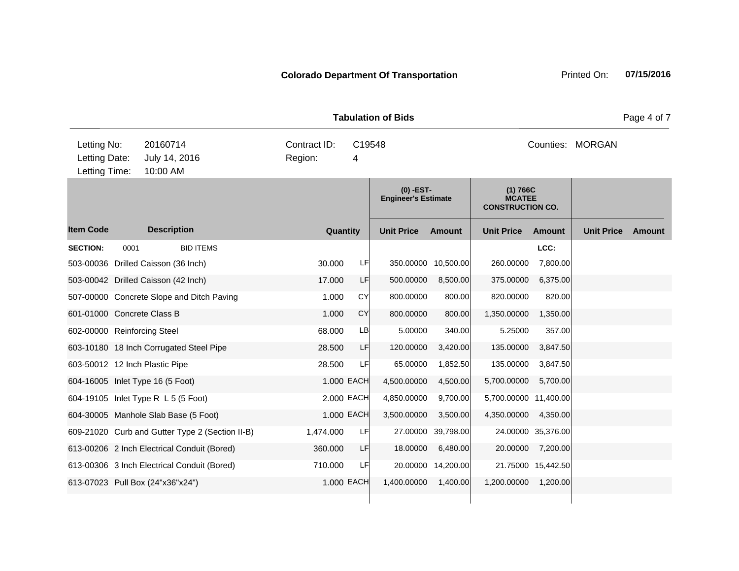**Colorado Department Of Transportation** Printed On: **07/15/2016**

**Tabulation of Bids**

| Letting No: | 20160714 | Contract ID: | C19548 | Counties: | MORGAN |
|---|---|---|---|---|---|
| Letting Date: | July 14, 2016 | Region: | 4 | | |
| Letting Time: | 10:00 AM | | | | |

| | | | | (0) -EST- Engineer's Estimate | | (1) 766C MCATEE CONSTRUCTION CO. | | | |
|---|---|---|---|---|---|---|---|---|---|
| **Item Code** | **Description** | **Quantity** | | **Unit Price** | **Amount** | **Unit Price** | **Amount** | **Unit Price** | **Amount** |
| **SECTION:** | 0001 BID ITEMS | | | | | | LCC: | | |
| 503-00036 | Drilled Caisson (36 Inch) | 30.000 | LF | 350.00000 | 10,500.00 | 260.00000 | 7,800.00 | | |
| 503-00042 | Drilled Caisson (42 Inch) | 17.000 | LF | 500.00000 | 8,500.00 | 375.00000 | 6,375.00 | | |
| 507-00000 | Concrete Slope and Ditch Paving | 1.000 | CY | 800.00000 | 800.00 | 820.00000 | 820.00 | | |
| 601-01000 | Concrete Class B | 1.000 | CY | 800.00000 | 800.00 | 1,350.00000 | 1,350.00 | | |
| 602-00000 | Reinforcing Steel | 68.000 | LB | 5.00000 | 340.00 | 5.25000 | 357.00 | | |
| 603-10180 | 18 Inch Corrugated Steel Pipe | 28.500 | LF | 120.00000 | 3,420.00 | 135.00000 | 3,847.50 | | |
| 603-50012 | 12 Inch Plastic Pipe | 28.500 | LF | 65.00000 | 1,852.50 | 135.00000 | 3,847.50 | | |
| 604-16005 | Inlet Type 16 (5 Foot) | 1.000 | EACH | 4,500.00000 | 4,500.00 | 5,700.00000 | 5,700.00 | | |
| 604-19105 | Inlet Type R L 5 (5 Foot) | 2.000 | EACH | 4,850.00000 | 9,700.00 | 5,700.00000 | 11,400.00 | | |
| 604-30005 | Manhole Slab Base (5 Foot) | 1.000 | EACH | 3,500.00000 | 3,500.00 | 4,350.00000 | 4,350.00 | | |
| 609-21020 | Curb and Gutter Type 2 (Section II-B) | 1,474.000 | LF | 27.00000 | 39,798.00 | 24.00000 | 35,376.00 | | |
| 613-00206 | 2 Inch Electrical Conduit (Bored) | 360.000 | LF | 18.00000 | 6,480.00 | 20.00000 | 7,200.00 | | |
| 613-00306 | 3 Inch Electrical Conduit (Bored) | 710.000 | LF | 20.00000 | 14,200.00 | 21.75000 | 15,442.50 | | |
| 613-07023 | Pull Box (24"x36"x24") | 1.000 | EACH | 1,400.00000 | 1,400.00 | 1,200.00000 | 1,200.00 | | |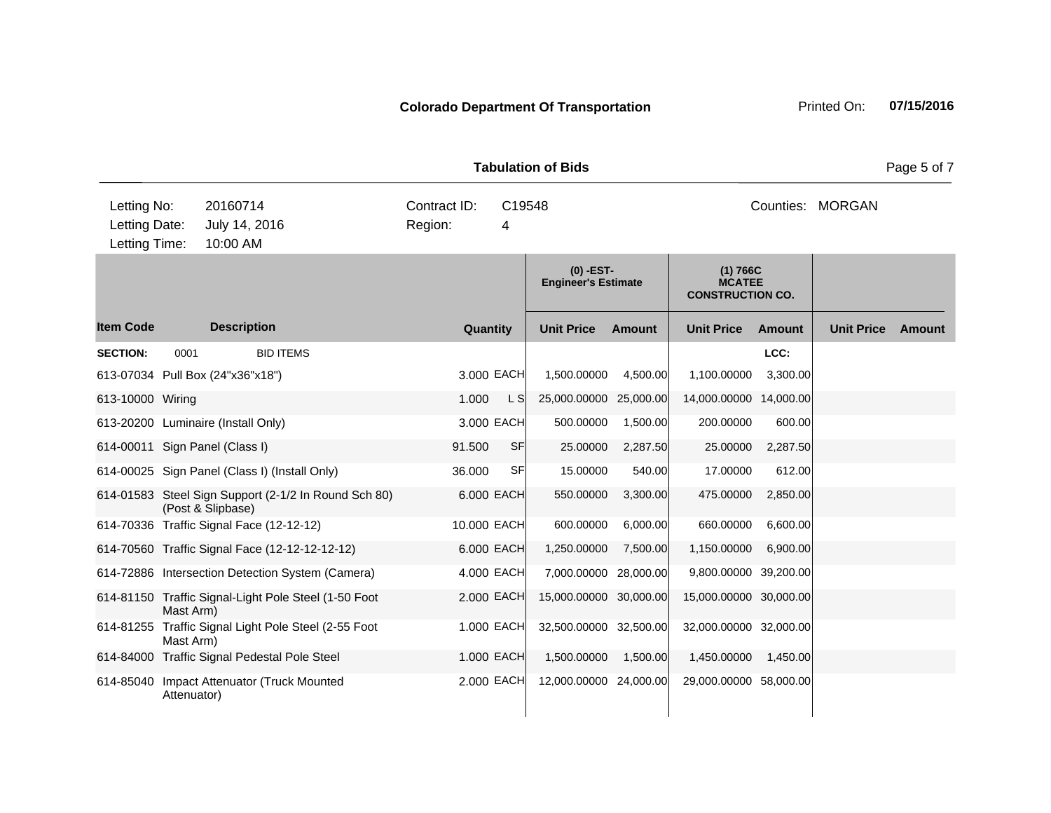**Colorado Department Of Transportation**

Printed On: **07/15/2016**

**Tabulation of Bids**

| Letting No: | 20160714 | Contract ID: | C19548 | Counties: | MORGAN |
|---|---|---|---|---|---|
| Letting Date: | July 14, 2016 | Region: | 4 | | |
| Letting Time: | 10:00 AM | | | | |

| Item Code | Description | Quantity | | (0) -EST- Engineer's Estimate | | (1) 766C MCATEE CONSTRUCTION CO. | | | |
|---|---|---|---|---|---|---|---|---|---|
| | | | | Unit Price | Amount | Unit Price | Amount | Unit Price | Amount |
| **SECTION:** | 0001 BID ITEMS | | | | | | LCC: | | |
| 613-07034 | Pull Box (24"x36"x18") | 3.000 | EACH | 1,500.00000 | 4,500.00 | 1,100.00000 | 3,300.00 | | |
| 613-10000 | Wiring | 1.000 | L S | 25,000.00000 | 25,000.00 | 14,000.00000 | 14,000.00 | | |
| 613-20200 | Luminaire (Install Only) | 3.000 | EACH | 500.00000 | 1,500.00 | 200.00000 | 600.00 | | |
| 614-00011 | Sign Panel (Class I) | 91.500 | SF | 25.00000 | 2,287.50 | 25.00000 | 2,287.50 | | |
| 614-00025 | Sign Panel (Class I) (Install Only) | 36.000 | SF | 15.00000 | 540.00 | 17.00000 | 612.00 | | |
| 614-01583 | Steel Sign Support (2-1/2 In Round Sch 80) (Post & Slipbase) | 6.000 | EACH | 550.00000 | 3,300.00 | 475.00000 | 2,850.00 | | |
| 614-70336 | Traffic Signal Face (12-12-12) | 10.000 | EACH | 600.00000 | 6,000.00 | 660.00000 | 6,600.00 | | |
| 614-70560 | Traffic Signal Face (12-12-12-12-12) | 6.000 | EACH | 1,250.00000 | 7,500.00 | 1,150.00000 | 6,900.00 | | |
| 614-72886 | Intersection Detection System (Camera) | 4.000 | EACH | 7,000.00000 | 28,000.00 | 9,800.00000 | 39,200.00 | | |
| 614-81150 | Traffic Signal-Light Pole Steel (1-50 Foot Mast Arm) | 2.000 | EACH | 15,000.00000 | 30,000.00 | 15,000.00000 | 30,000.00 | | |
| 614-81255 | Traffic Signal Light Pole Steel (2-55 Foot Mast Arm) | 1.000 | EACH | 32,500.00000 | 32,500.00 | 32,000.00000 | 32,000.00 | | |
| 614-84000 | Traffic Signal Pedestal Pole Steel | 1.000 | EACH | 1,500.00000 | 1,500.00 | 1,450.00000 | 1,450.00 | | |
| 614-85040 | Impact Attenuator (Truck Mounted Attenuator) | 2.000 | EACH | 12,000.00000 | 24,000.00 | 29,000.00000 | 58,000.00 | | |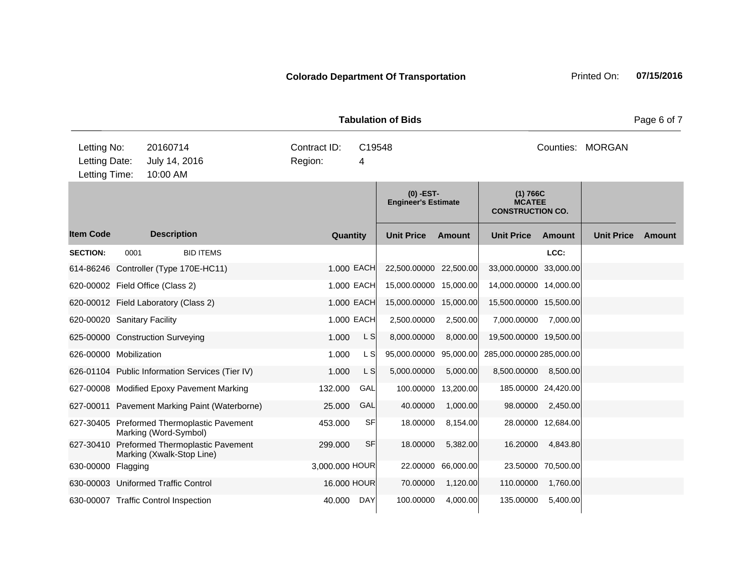**Colorado Department Of Transportation** Printed On: **07/15/2016**

**Tabulation of Bids**

| | | | | |
|---|---|---|---|---|
| Letting No: | 20160714 | Contract ID: | C19548 | Counties: MORGAN |
| Letting Date: | July 14, 2016 | Region: | 4 | |
| Letting Time: | 10:00 AM | | | |

| Item Code | Description | Quantity | | (0) -EST- Engineer's Estimate | | (1) 766C MCATEE CONSTRUCTION CO. | | | |
|---|---|---|---|---|---|---|---|---|---|
| | | | | Unit Price | Amount | Unit Price | Amount | Unit Price | Amount |
| **SECTION:** | 0001 BID ITEMS | | | | | | LCC: | | |
| 614-86246 | Controller (Type 170E-HC11) | 1.000 | EACH | 22,500.00000 | 22,500.00 | 33,000.00000 | 33,000.00 | | |
| 620-00002 | Field Office (Class 2) | 1.000 | EACH | 15,000.00000 | 15,000.00 | 14,000.00000 | 14,000.00 | | |
| 620-00012 | Field Laboratory (Class 2) | 1.000 | EACH | 15,000.00000 | 15,000.00 | 15,500.00000 | 15,500.00 | | |
| 620-00020 | Sanitary Facility | 1.000 | EACH | 2,500.00000 | 2,500.00 | 7,000.00000 | 7,000.00 | | |
| 625-00000 | Construction Surveying | 1.000 | L S | 8,000.00000 | 8,000.00 | 19,500.00000 | 19,500.00 | | |
| 626-00000 | Mobilization | 1.000 | L S | 95,000.00000 | 95,000.00 | 285,000.00000 | 285,000.00 | | |
| 626-01104 | Public Information Services (Tier IV) | 1.000 | L S | 5,000.00000 | 5,000.00 | 8,500.00000 | 8,500.00 | | |
| 627-00008 | Modified Epoxy Pavement Marking | 132.000 | GAL | 100.00000 | 13,200.00 | 185.00000 | 24,420.00 | | |
| 627-00011 | Pavement Marking Paint (Waterborne) | 25.000 | GAL | 40.00000 | 1,000.00 | 98.00000 | 2,450.00 | | |
| 627-30405 | Preformed Thermoplastic Pavement Marking (Word-Symbol) | 453.000 | SF | 18.00000 | 8,154.00 | 28.00000 | 12,684.00 | | |
| 627-30410 | Preformed Thermoplastic Pavement Marking (Xwalk-Stop Line) | 299.000 | SF | 18.00000 | 5,382.00 | 16.20000 | 4,843.80 | | |
| 630-00000 | Flagging | 3,000.000 | HOUR | 22.00000 | 66,000.00 | 23.50000 | 70,500.00 | | |
| 630-00003 | Uniformed Traffic Control | 16.000 | HOUR | 70.00000 | 1,120.00 | 110.00000 | 1,760.00 | | |
| 630-00007 | Traffic Control Inspection | 40.000 | DAY | 100.00000 | 4,000.00 | 135.00000 | 5,400.00 | | |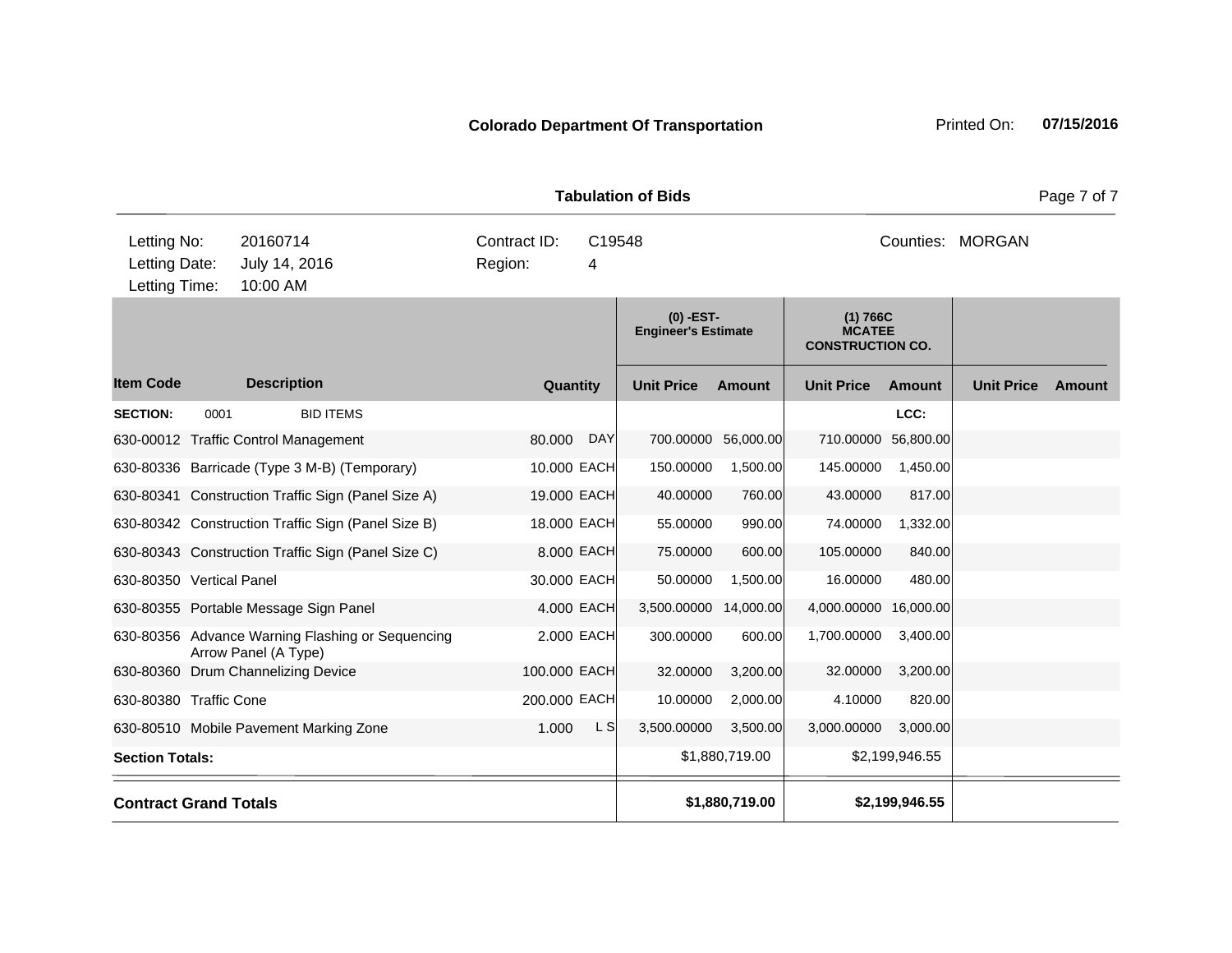**Colorado Department Of Transportation** Printed On: **07/15/2016**

**Tabulation of Bids**

| Letting No: | 20160714 | Contract ID: | C19548 | Counties: | MORGAN |
|---|---|---|---|---|---|
| Letting Date: | July 14, 2016 | Region: | 4 | | |
| Letting Time: | 10:00 AM | | | | |

| | | | | (0) -EST- Engineer's Estimate | | (1) 766C MCATEE CONSTRUCTION CO. | | | |
|---|---|---|---|---|---|---|---|---|---|
| **Item Code** | **Description** | **Quantity** | | **Unit Price** | **Amount** | **Unit Price** | **Amount** | **Unit Price** | **Amount** |
| **SECTION:** | 0001 BID ITEMS | | | | | | LCC: | | |
| 630-00012 | Traffic Control Management | 80.000 | DAY | 700.00000 | 56,000.00 | 710.00000 | 56,800.00 | | |
| 630-80336 | Barricade (Type 3 M-B) (Temporary) | 10.000 | EACH | 150.00000 | 1,500.00 | 145.00000 | 1,450.00 | | |
| 630-80341 | Construction Traffic Sign (Panel Size A) | 19.000 | EACH | 40.00000 | 760.00 | 43.00000 | 817.00 | | |
| 630-80342 | Construction Traffic Sign (Panel Size B) | 18.000 | EACH | 55.00000 | 990.00 | 74.00000 | 1,332.00 | | |
| 630-80343 | Construction Traffic Sign (Panel Size C) | 8.000 | EACH | 75.00000 | 600.00 | 105.00000 | 840.00 | | |
| 630-80350 | Vertical Panel | 30.000 | EACH | 50.00000 | 1,500.00 | 16.00000 | 480.00 | | |
| 630-80355 | Portable Message Sign Panel | 4.000 | EACH | 3,500.00000 | 14,000.00 | 4,000.00000 | 16,000.00 | | |
| 630-80356 | Advance Warning Flashing or Sequencing Arrow Panel (A Type) | 2.000 | EACH | 300.00000 | 600.00 | 1,700.00000 | 3,400.00 | | |
| 630-80360 | Drum Channelizing Device | 100.000 | EACH | 32.00000 | 3,200.00 | 32.00000 | 3,200.00 | | |
| 630-80380 | Traffic Cone | 200.000 | EACH | 10.00000 | 2,000.00 | 4.10000 | 820.00 | | |
| 630-80510 | Mobile Pavement Marking Zone | 1.000 | L S | 3,500.00000 | 3,500.00 | 3,000.00000 | 3,000.00 | | |
| **Section Totals:** | | | | | $1,880,719.00 | | $2,199,946.55 | | |
| **Contract Grand Totals** | | | | | **$1,880,719.00** | | **$2,199,946.55** | | |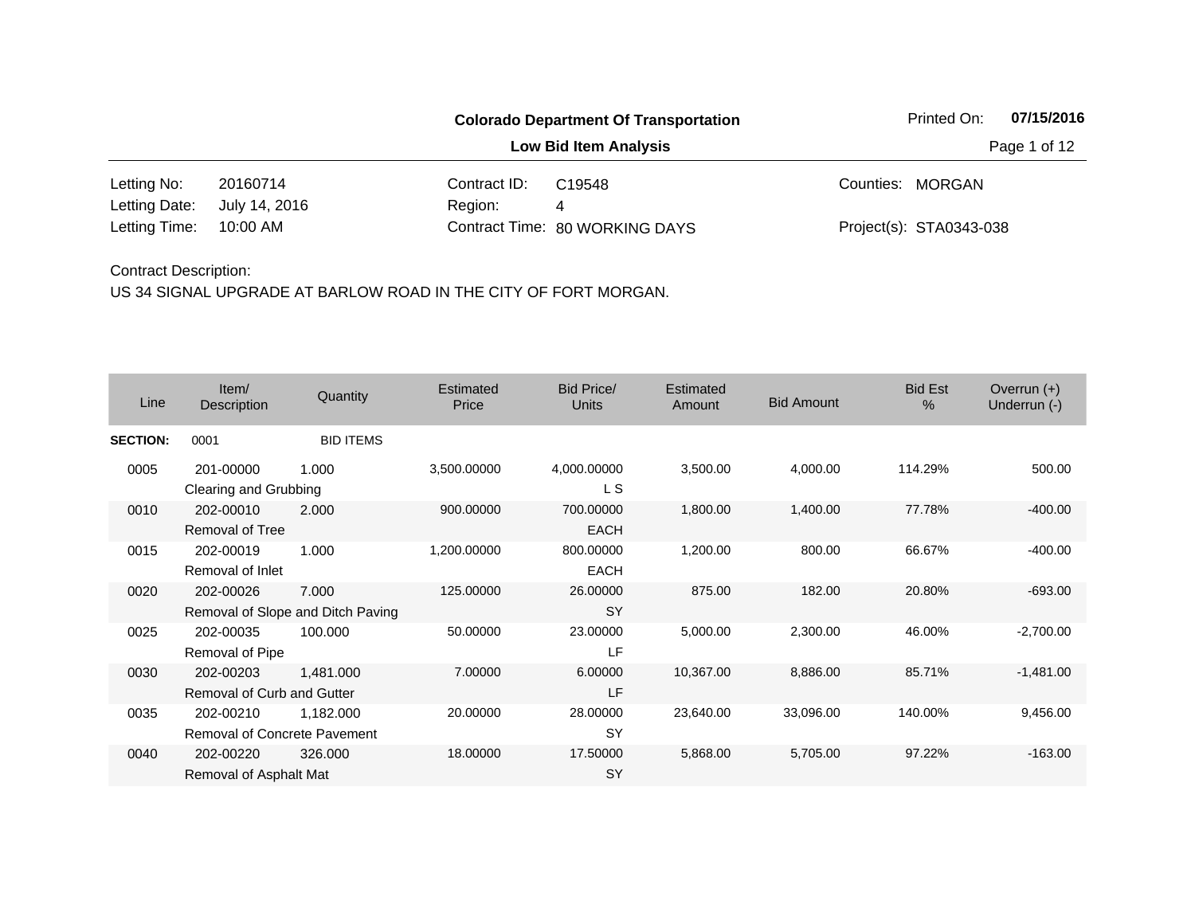**Colorado Department Of Transportation**

**Low Bid Item Analysis**

Printed On: **07/15/2016**

| | | | | | |
|---|---|---|---|---|---|
| Letting No: | 20160714 | Contract ID: | C19548 | Counties: | MORGAN |
| Letting Date: | July 14, 2016 | Region: | 4 | | |
| Letting Time: | 10:00 AM | Contract Time: | 80 WORKING DAYS | Project(s): | STA0343-038 |

Contract Description:

US 34 SIGNAL UPGRADE AT BARLOW ROAD IN THE CITY OF FORT MORGAN.

| Line | Item/ Description | Quantity | Estimated Price | Bid Price/ Units | Estimated Amount | Bid Amount | Bid Est % | Overrun (+) Underrun (-) |
|---|---|---|---|---|---|---|---|---|
| **SECTION:** | 0001 | BID ITEMS | | | | | | |
| 0005 | 201-00000 Clearing and Grubbing | 1.000 | 3,500.00000 | 4,000.00000 L S | 3,500.00 | 4,000.00 | 114.29% | 500.00 |
| 0010 | 202-00010 Removal of Tree | 2.000 | 900.00000 | 700.00000 EACH | 1,800.00 | 1,400.00 | 77.78% | -400.00 |
| 0015 | 202-00019 Removal of Inlet | 1.000 | 1,200.00000 | 800.00000 EACH | 1,200.00 | 800.00 | 66.67% | -400.00 |
| 0020 | 202-00026 Removal of Slope and Ditch Paving | 7.000 | 125.00000 | 26.00000 SY | 875.00 | 182.00 | 20.80% | -693.00 |
| 0025 | 202-00035 Removal of Pipe | 100.000 | 50.00000 | 23.00000 LF | 5,000.00 | 2,300.00 | 46.00% | -2,700.00 |
| 0030 | 202-00203 Removal of Curb and Gutter | 1,481.000 | 7.00000 | 6.00000 LF | 10,367.00 | 8,886.00 | 85.71% | -1,481.00 |
| 0035 | 202-00210 Removal of Concrete Pavement | 1,182.000 | 20.00000 | 28.00000 SY | 23,640.00 | 33,096.00 | 140.00% | 9,456.00 |
| 0040 | 202-00220 Removal of Asphalt Mat | 326.000 | 18.00000 | 17.50000 SY | 5,868.00 | 5,705.00 | 97.22% | -163.00 |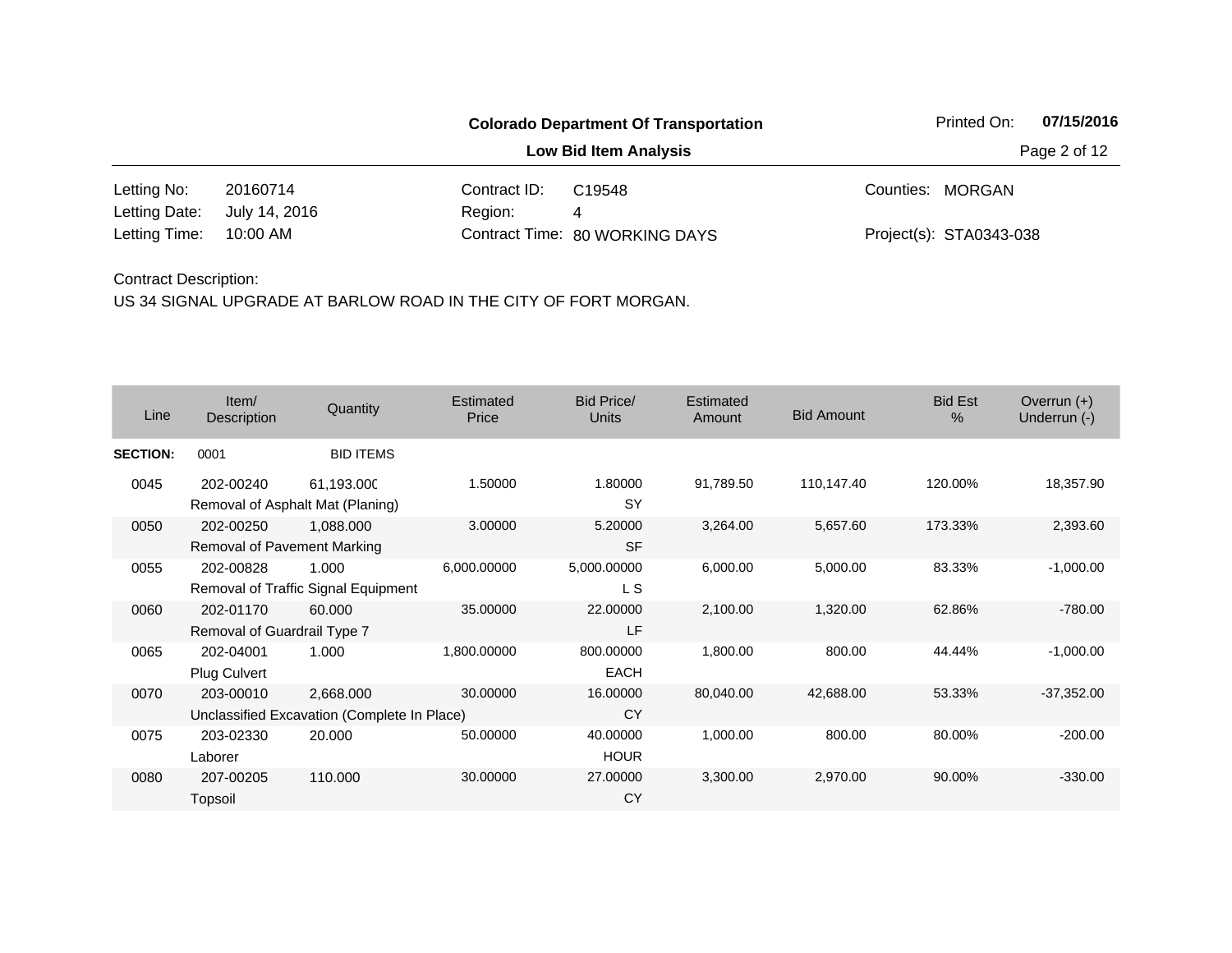**Colorado Department Of Transportation**

**Low Bid Item Analysis**

Printed On: **07/15/2016**

| | | | | | |
|---|---|---|---|---|---|
| Letting No: | 20160714 | Contract ID: | C19548 | Counties: | MORGAN |
| Letting Date: | July 14, 2016 | Region: | 4 | | |
| Letting Time: | 10:00 AM | Contract Time: | 80 WORKING DAYS | Project(s): | STA0343-038 |

Contract Description:
US 34 SIGNAL UPGRADE AT BARLOW ROAD IN THE CITY OF FORT MORGAN.

| Line | Item/ Description | Quantity | Estimated Price | Bid Price/ Units | Estimated Amount | Bid Amount | Bid Est % | Overrun (+) Underrun (-) |
|---|---|---|---|---|---|---|---|---|
| **SECTION:** | 0001 | BID ITEMS | | | | | | |
| 0045 | 202-00240 Removal of Asphalt Mat (Planing) | 61,193.000 | 1.50000 | 1.80000 SY | 91,789.50 | 110,147.40 | 120.00% | 18,357.90 |
| 0050 | 202-00250 Removal of Pavement Marking | 1,088.000 | 3.00000 | 5.20000 SF | 3,264.00 | 5,657.60 | 173.33% | 2,393.60 |
| 0055 | 202-00828 Removal of Traffic Signal Equipment | 1.000 | 6,000.00000 | 5,000.00000 L S | 6,000.00 | 5,000.00 | 83.33% | -1,000.00 |
| 0060 | 202-01170 Removal of Guardrail Type 7 | 60.000 | 35.00000 | 22.00000 LF | 2,100.00 | 1,320.00 | 62.86% | -780.00 |
| 0065 | 202-04001 Plug Culvert | 1.000 | 1,800.00000 | 800.00000 EACH | 1,800.00 | 800.00 | 44.44% | -1,000.00 |
| 0070 | 203-00010 Unclassified Excavation (Complete In Place) | 2,668.000 | 30.00000 | 16.00000 CY | 80,040.00 | 42,688.00 | 53.33% | -37,352.00 |
| 0075 | 203-02330 Laborer | 20.000 | 50.00000 | 40.00000 HOUR | 1,000.00 | 800.00 | 80.00% | -200.00 |
| 0080 | 207-00205 Topsoil | 110.000 | 30.00000 | 27.00000 CY | 3,300.00 | 2,970.00 | 90.00% | -330.00 |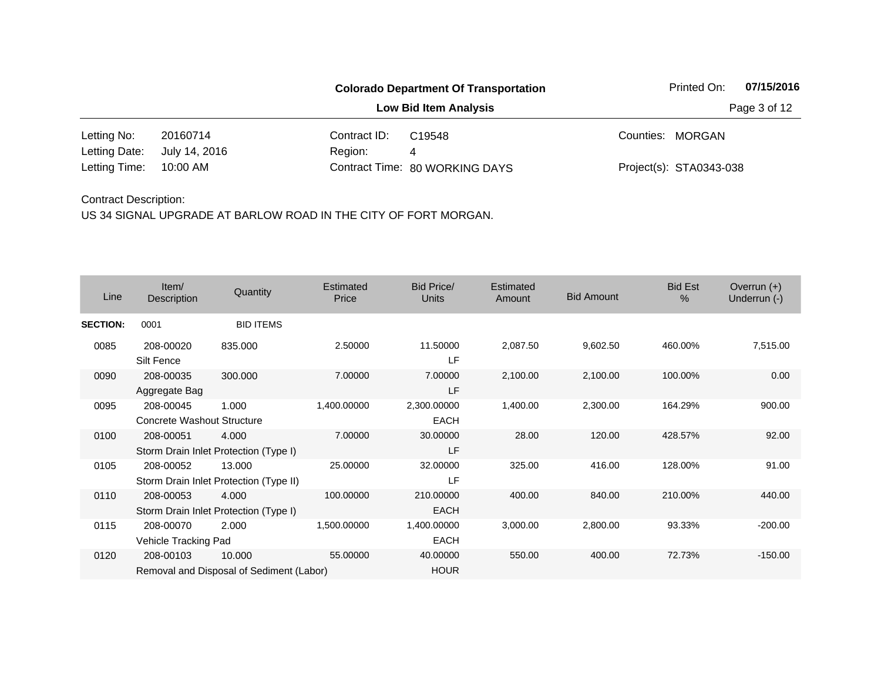**Colorado Department Of Transportation**

**Low Bid Item Analysis**

Printed On: **07/15/2016**

| | | | | | |
|---|---|---|---|---|---|
| Letting No: | 20160714 | Contract ID: | C19548 | Counties: | MORGAN |
| Letting Date: | July 14, 2016 | Region: | 4 | | |
| Letting Time: | 10:00 AM | Contract Time: | 80 WORKING DAYS | Project(s): | STA0343-038 |

Contract Description:

US 34 SIGNAL UPGRADE AT BARLOW ROAD IN THE CITY OF FORT MORGAN.

| Line | Item/ Description | Quantity | Estimated Price | Bid Price/ Units | Estimated Amount | Bid Amount | Bid Est % | Overrun (+) Underrun (-) |
|---|---|---|---|---|---|---|---|---|
| **SECTION:** | 0001 | BID ITEMS | | | | | | |
| 0085 | 208-00020 Silt Fence | 835.000 | 2.50000 | 11.50000 LF | 2,087.50 | 9,602.50 | 460.00% | 7,515.00 |
| 0090 | 208-00035 Aggregate Bag | 300.000 | 7.00000 | 7.00000 LF | 2,100.00 | 2,100.00 | 100.00% | 0.00 |
| 0095 | 208-00045 Concrete Washout Structure | 1.000 | 1,400.00000 | 2,300.00000 EACH | 1,400.00 | 2,300.00 | 164.29% | 900.00 |
| 0100 | 208-00051 Storm Drain Inlet Protection (Type I) | 4.000 | 7.00000 | 30.00000 LF | 28.00 | 120.00 | 428.57% | 92.00 |
| 0105 | 208-00052 Storm Drain Inlet Protection (Type II) | 13.000 | 25.00000 | 32.00000 LF | 325.00 | 416.00 | 128.00% | 91.00 |
| 0110 | 208-00053 Storm Drain Inlet Protection (Type I) | 4.000 | 100.00000 | 210.00000 EACH | 400.00 | 840.00 | 210.00% | 440.00 |
| 0115 | 208-00070 Vehicle Tracking Pad | 2.000 | 1,500.00000 | 1,400.00000 EACH | 3,000.00 | 2,800.00 | 93.33% | -200.00 |
| 0120 | 208-00103 Removal and Disposal of Sediment (Labor) | 10.000 | 55.00000 | 40.00000 HOUR | 550.00 | 400.00 | 72.73% | -150.00 |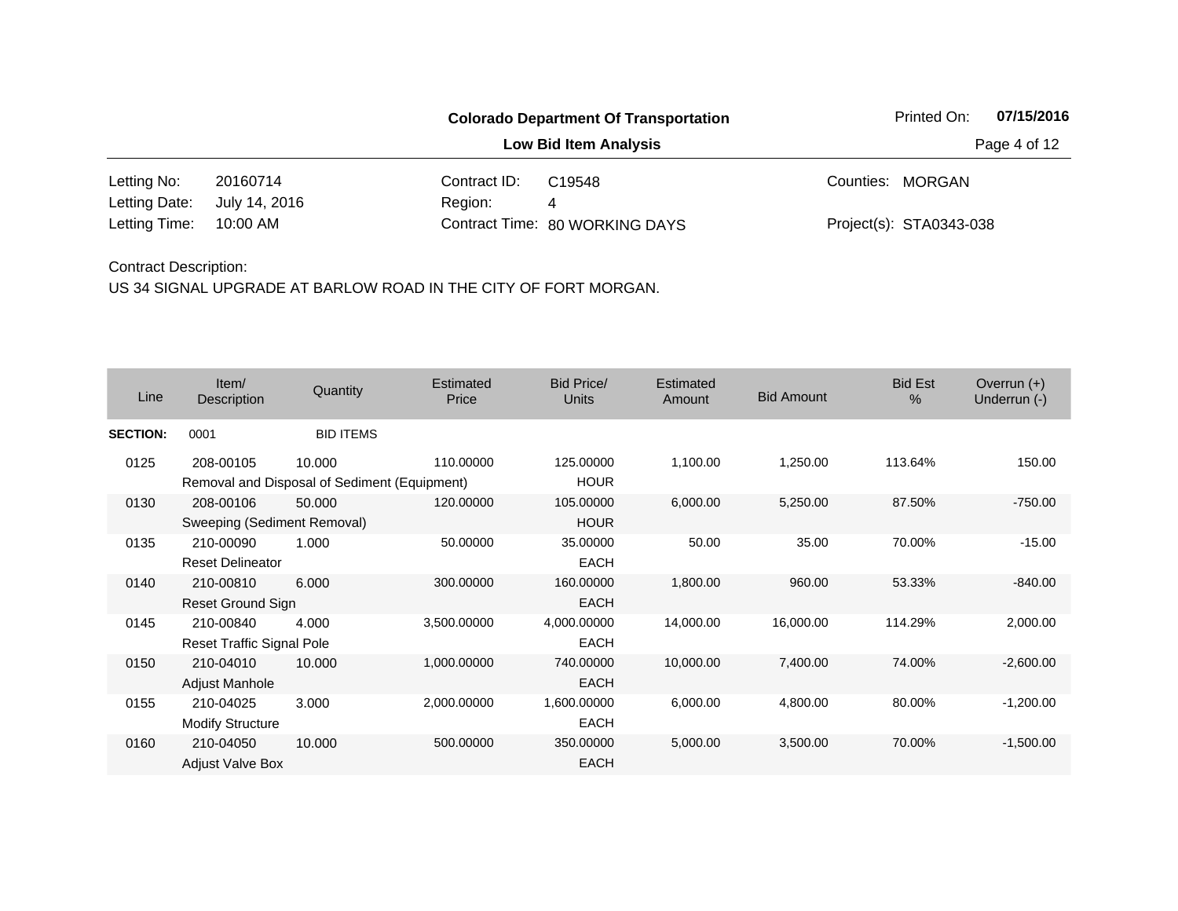**Colorado Department Of Transportation**

**Low Bid Item Analysis**

Printed On: **07/15/2016**

| | | | | | |
|---|---|---|---|---|---|
| Letting No: | 20160714 | Contract ID: | C19548 | Counties: | MORGAN |
| Letting Date: | July 14, 2016 | Region: | 4 | | |
| Letting Time: | 10:00 AM | Contract Time: | 80 WORKING DAYS | Project(s): | STA0343-038 |

Contract Description:

US 34 SIGNAL UPGRADE AT BARLOW ROAD IN THE CITY OF FORT MORGAN.

| Line | Item/ Description | Quantity | Estimated Price | Bid Price/ Units | Estimated Amount | Bid Amount | Bid Est % | Overrun (+) Underrun (-) |
|---|---|---|---|---|---|---|---|---|
| **SECTION:** | 0001 | BID ITEMS | | | | | | |
| 0125 | 208-00105 Removal and Disposal of Sediment (Equipment) | 10.000 | 110.00000 | 125.00000 HOUR | 1,100.00 | 1,250.00 | 113.64% | 150.00 |
| 0130 | 208-00106 Sweeping (Sediment Removal) | 50.000 | 120.00000 | 105.00000 HOUR | 6,000.00 | 5,250.00 | 87.50% | -750.00 |
| 0135 | 210-00090 Reset Delineator | 1.000 | 50.00000 | 35.00000 EACH | 50.00 | 35.00 | 70.00% | -15.00 |
| 0140 | 210-00810 Reset Ground Sign | 6.000 | 300.00000 | 160.00000 EACH | 1,800.00 | 960.00 | 53.33% | -840.00 |
| 0145 | 210-00840 Reset Traffic Signal Pole | 4.000 | 3,500.00000 | 4,000.00000 EACH | 14,000.00 | 16,000.00 | 114.29% | 2,000.00 |
| 0150 | 210-04010 Adjust Manhole | 10.000 | 1,000.00000 | 740.00000 EACH | 10,000.00 | 7,400.00 | 74.00% | -2,600.00 |
| 0155 | 210-04025 Modify Structure | 3.000 | 2,000.00000 | 1,600.00000 EACH | 6,000.00 | 4,800.00 | 80.00% | -1,200.00 |
| 0160 | 210-04050 Adjust Valve Box | 10.000 | 500.00000 | 350.00000 EACH | 5,000.00 | 3,500.00 | 70.00% | -1,500.00 |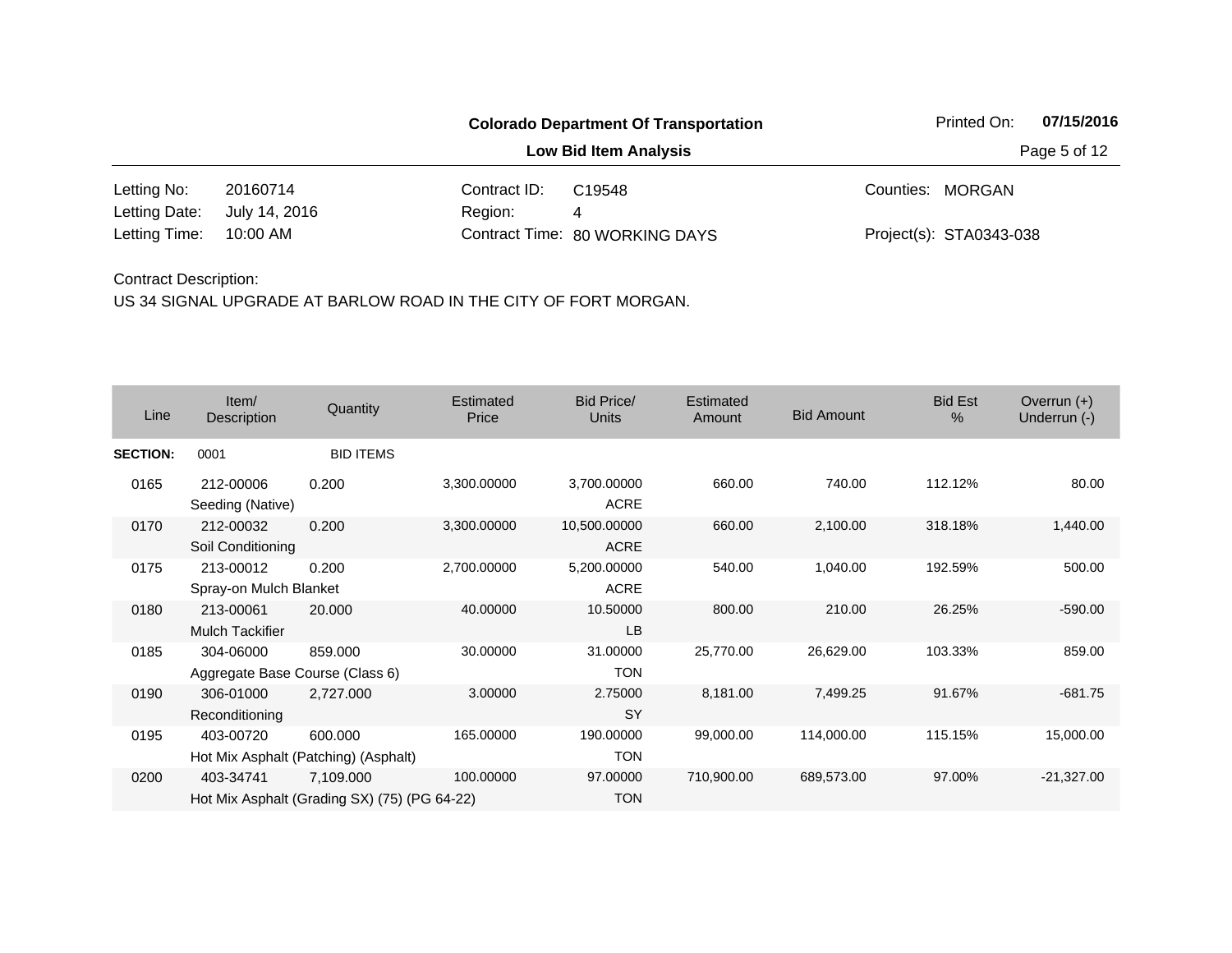**Colorado Department Of Transportation**

**Low Bid Item Analysis**

Printed On: **07/15/2016**

| | | | | | |
|---|---|---|---|---|---|
| Letting No: | 20160714 | Contract ID: | C19548 | Counties: | MORGAN |
| Letting Date: | July 14, 2016 | Region: | 4 | | |
| Letting Time: | 10:00 AM | Contract Time: | 80 WORKING DAYS | Project(s): | STA0343-038 |

Contract Description:

US 34 SIGNAL UPGRADE AT BARLOW ROAD IN THE CITY OF FORT MORGAN.

| Line | Item/ Description | Quantity | Estimated Price | Bid Price/ Units | Estimated Amount | Bid Amount | Bid Est % | Overrun (+) Underrun (-) |
|---|---|---|---|---|---|---|---|---|
| **SECTION:** | 0001 | BID ITEMS | | | | | | |
| 0165 | 212-00006 Seeding (Native) | 0.200 | 3,300.00000 | 3,700.00000 ACRE | 660.00 | 740.00 | 112.12% | 80.00 |
| 0170 | 212-00032 Soil Conditioning | 0.200 | 3,300.00000 | 10,500.00000 ACRE | 660.00 | 2,100.00 | 318.18% | 1,440.00 |
| 0175 | 213-00012 Spray-on Mulch Blanket | 0.200 | 2,700.00000 | 5,200.00000 ACRE | 540.00 | 1,040.00 | 192.59% | 500.00 |
| 0180 | 213-00061 Mulch Tackifier | 20.000 | 40.00000 | 10.50000 LB | 800.00 | 210.00 | 26.25% | -590.00 |
| 0185 | 304-06000 Aggregate Base Course (Class 6) | 859.000 | 30.00000 | 31.00000 TON | 25,770.00 | 26,629.00 | 103.33% | 859.00 |
| 0190 | 306-01000 Reconditioning | 2,727.000 | 3.00000 | 2.75000 SY | 8,181.00 | 7,499.25 | 91.67% | -681.75 |
| 0195 | 403-00720 Hot Mix Asphalt (Patching) (Asphalt) | 600.000 | 165.00000 | 190.00000 TON | 99,000.00 | 114,000.00 | 115.15% | 15,000.00 |
| 0200 | 403-34741 Hot Mix Asphalt (Grading SX) (75) (PG 64-22) | 7,109.000 | 100.00000 | 97.00000 TON | 710,900.00 | 689,573.00 | 97.00% | -21,327.00 |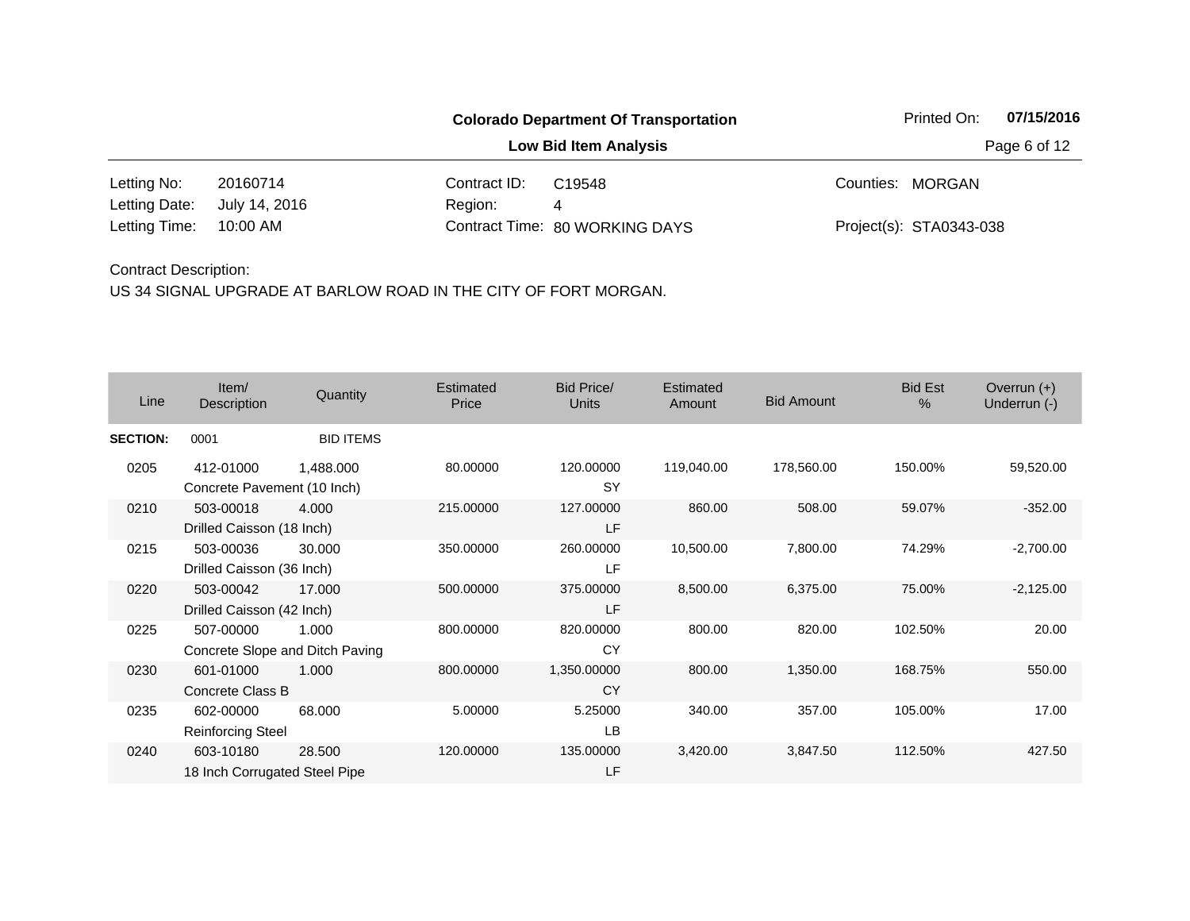**Colorado Department Of Transportation**

**Low Bid Item Analysis**

Printed On: **07/15/2016**

| | | | | | |
|---|---|---|---|---|---|
| Letting No: | 20160714 | Contract ID: | C19548 | Counties: | MORGAN |
| Letting Date: | July 14, 2016 | Region: | 4 | | |
| Letting Time: | 10:00 AM | Contract Time: | 80 WORKING DAYS | Project(s): | STA0343-038 |

Contract Description:

US 34 SIGNAL UPGRADE AT BARLOW ROAD IN THE CITY OF FORT MORGAN.

| Line | Item/ Description | Quantity | Estimated Price | Bid Price/ Units | Estimated Amount | Bid Amount | Bid Est % | Overrun (+) Underrun (-) |
|---|---|---|---|---|---|---|---|---|
| **SECTION:** | 0001 | BID ITEMS | | | | | | |
| 0205 | 412-01000 Concrete Pavement (10 Inch) | 1,488.000 | 80.00000 | 120.00000 SY | 119,040.00 | 178,560.00 | 150.00% | 59,520.00 |
| 0210 | 503-00018 Drilled Caisson (18 Inch) | 4.000 | 215.00000 | 127.00000 LF | 860.00 | 508.00 | 59.07% | -352.00 |
| 0215 | 503-00036 Drilled Caisson (36 Inch) | 30.000 | 350.00000 | 260.00000 LF | 10,500.00 | 7,800.00 | 74.29% | -2,700.00 |
| 0220 | 503-00042 Drilled Caisson (42 Inch) | 17.000 | 500.00000 | 375.00000 LF | 8,500.00 | 6,375.00 | 75.00% | -2,125.00 |
| 0225 | 507-00000 Concrete Slope and Ditch Paving | 1.000 | 800.00000 | 820.00000 CY | 800.00 | 820.00 | 102.50% | 20.00 |
| 0230 | 601-01000 Concrete Class B | 1.000 | 800.00000 | 1,350.00000 CY | 800.00 | 1,350.00 | 168.75% | 550.00 |
| 0235 | 602-00000 Reinforcing Steel | 68.000 | 5.00000 | 5.25000 LB | 340.00 | 357.00 | 105.00% | 17.00 |
| 0240 | 603-10180 18 Inch Corrugated Steel Pipe | 28.500 | 120.00000 | 135.00000 LF | 3,420.00 | 3,847.50 | 112.50% | 427.50 |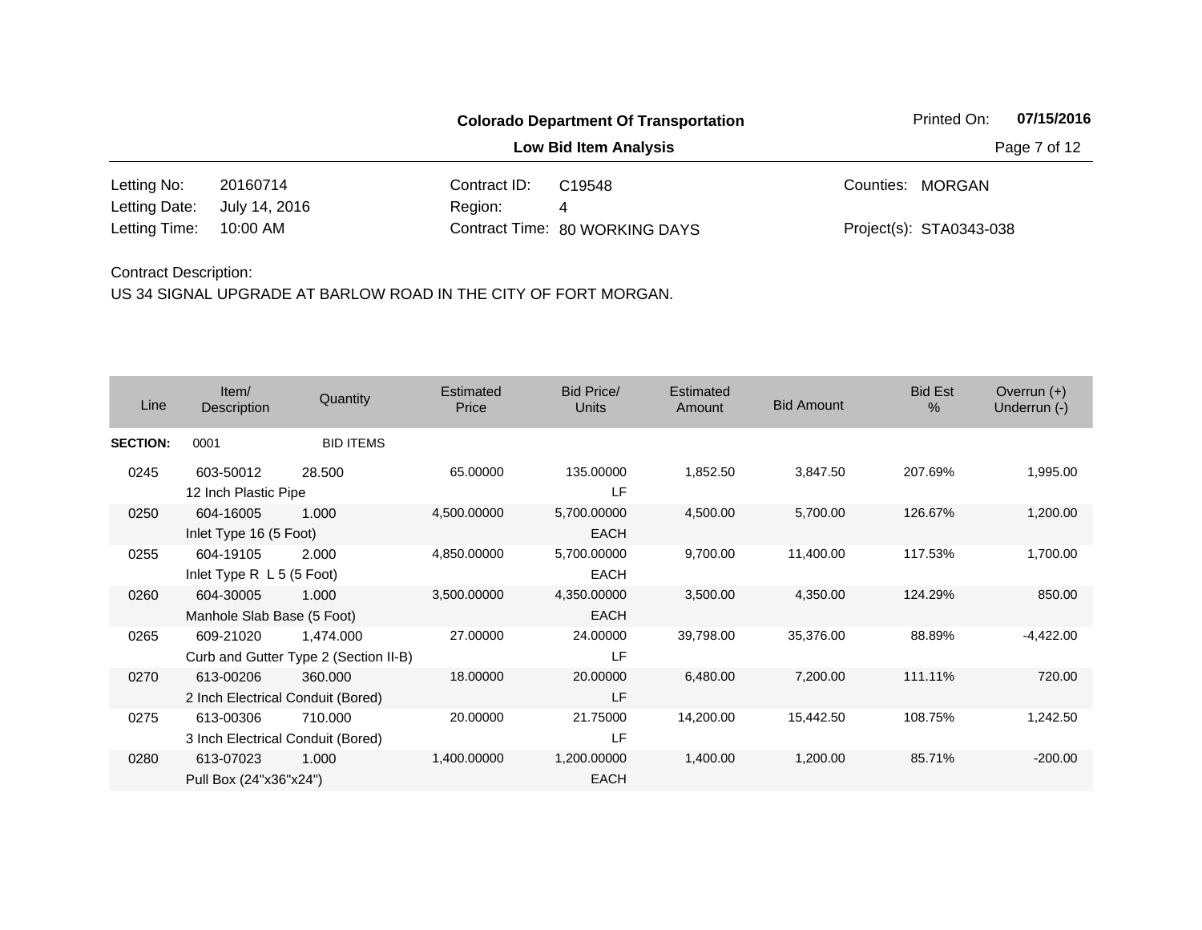**Colorado Department Of Transportation**

**Low Bid Item Analysis**

Printed On: **07/15/2016**

| | | | | | |
|---|---|---|---|---|---|
| Letting No: | 20160714 | Contract ID: | C19548 | Counties: | MORGAN |
| Letting Date: | July 14, 2016 | Region: | 4 | | |
| Letting Time: | 10:00 AM | Contract Time: | 80 WORKING DAYS | Project(s): | STA0343-038 |

Contract Description:

US 34 SIGNAL UPGRADE AT BARLOW ROAD IN THE CITY OF FORT MORGAN.

| Line | Item/ Description | Quantity | Estimated Price | Bid Price/ Units | Estimated Amount | Bid Amount | Bid Est % | Overrun (+) Underrun (-) |
|---|---|---|---|---|---|---|---|---|
| **SECTION:** | 0001 | BID ITEMS | | | | | | |
| 0245 | 603-50012 12 Inch Plastic Pipe | 28.500 | 65.00000 | 135.00000 LF | 1,852.50 | 3,847.50 | 207.69% | 1,995.00 |
| 0250 | 604-16005 Inlet Type 16 (5 Foot) | 1.000 | 4,500.00000 | 5,700.00000 EACH | 4,500.00 | 5,700.00 | 126.67% | 1,200.00 |
| 0255 | 604-19105 Inlet Type R L 5 (5 Foot) | 2.000 | 4,850.00000 | 5,700.00000 EACH | 9,700.00 | 11,400.00 | 117.53% | 1,700.00 |
| 0260 | 604-30005 Manhole Slab Base (5 Foot) | 1.000 | 3,500.00000 | 4,350.00000 EACH | 3,500.00 | 4,350.00 | 124.29% | 850.00 |
| 0265 | 609-21020 Curb and Gutter Type 2 (Section II-B) | 1,474.000 | 27.00000 | 24.00000 LF | 39,798.00 | 35,376.00 | 88.89% | -4,422.00 |
| 0270 | 613-00206 2 Inch Electrical Conduit (Bored) | 360.000 | 18.00000 | 20.00000 LF | 6,480.00 | 7,200.00 | 111.11% | 720.00 |
| 0275 | 613-00306 3 Inch Electrical Conduit (Bored) | 710.000 | 20.00000 | 21.75000 LF | 14,200.00 | 15,442.50 | 108.75% | 1,242.50 |
| 0280 | 613-07023 Pull Box (24"x36"x24") | 1.000 | 1,400.00000 | 1,200.00000 EACH | 1,400.00 | 1,200.00 | 85.71% | -200.00 |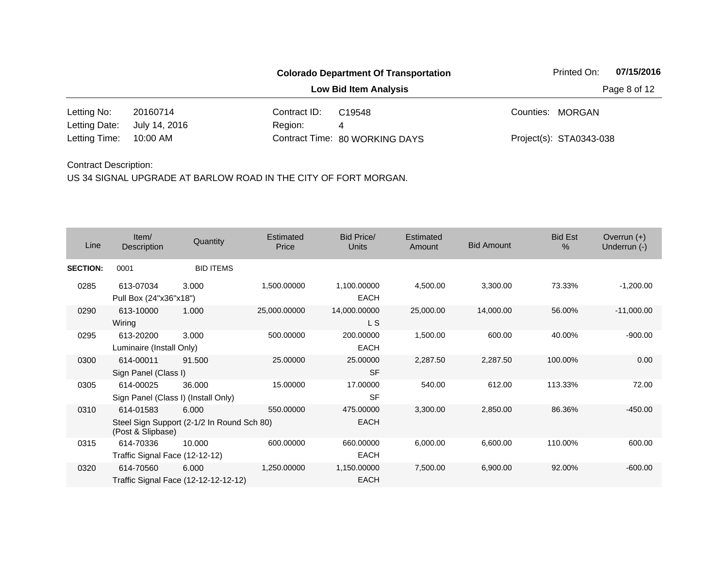**Colorado Department Of Transportation**

**Low Bid Item Analysis**

Printed On: **07/15/2016**

| | | | | | |
|---|---|---|---|---|---|
| Letting No: | 20160714 | Contract ID: | C19548 | Counties: | MORGAN |
| Letting Date: | July 14, 2016 | Region: | 4 | | |
| Letting Time: | 10:00 AM | Contract Time: | 80 WORKING DAYS | Project(s): | STA0343-038 |

Contract Description:

US 34 SIGNAL UPGRADE AT BARLOW ROAD IN THE CITY OF FORT MORGAN.

| Line | Item/ Description | Quantity | Estimated Price | Bid Price/ Units | Estimated Amount | Bid Amount | Bid Est % | Overrun (+) Underrun (-) |
|---|---|---|---|---|---|---|---|---|
| **SECTION:** | 0001 | BID ITEMS | | | | | | |
| 0285 | 613-07034 Pull Box (24"x36"x18") | 3.000 | 1,500.00000 | 1,100.00000 EACH | 4,500.00 | 3,300.00 | 73.33% | -1,200.00 |
| 0290 | 613-10000 Wiring | 1.000 | 25,000.00000 | 14,000.00000 L S | 25,000.00 | 14,000.00 | 56.00% | -11,000.00 |
| 0295 | 613-20200 Luminaire (Install Only) | 3.000 | 500.00000 | 200.00000 EACH | 1,500.00 | 600.00 | 40.00% | -900.00 |
| 0300 | 614-00011 Sign Panel (Class I) | 91.500 | 25.00000 | 25.00000 SF | 2,287.50 | 2,287.50 | 100.00% | 0.00 |
| 0305 | 614-00025 Sign Panel (Class I) (Install Only) | 36.000 | 15.00000 | 17.00000 SF | 540.00 | 612.00 | 113.33% | 72.00 |
| 0310 | 614-01583 Steel Sign Support (2-1/2 In Round Sch 80) (Post & Slipbase) | 6.000 | 550.00000 | 475.00000 EACH | 3,300.00 | 2,850.00 | 86.36% | -450.00 |
| 0315 | 614-70336 Traffic Signal Face (12-12-12) | 10.000 | 600.00000 | 660.00000 EACH | 6,000.00 | 6,600.00 | 110.00% | 600.00 |
| 0320 | 614-70560 Traffic Signal Face (12-12-12-12-12) | 6.000 | 1,250.00000 | 1,150.00000 EACH | 7,500.00 | 6,900.00 | 92.00% | -600.00 |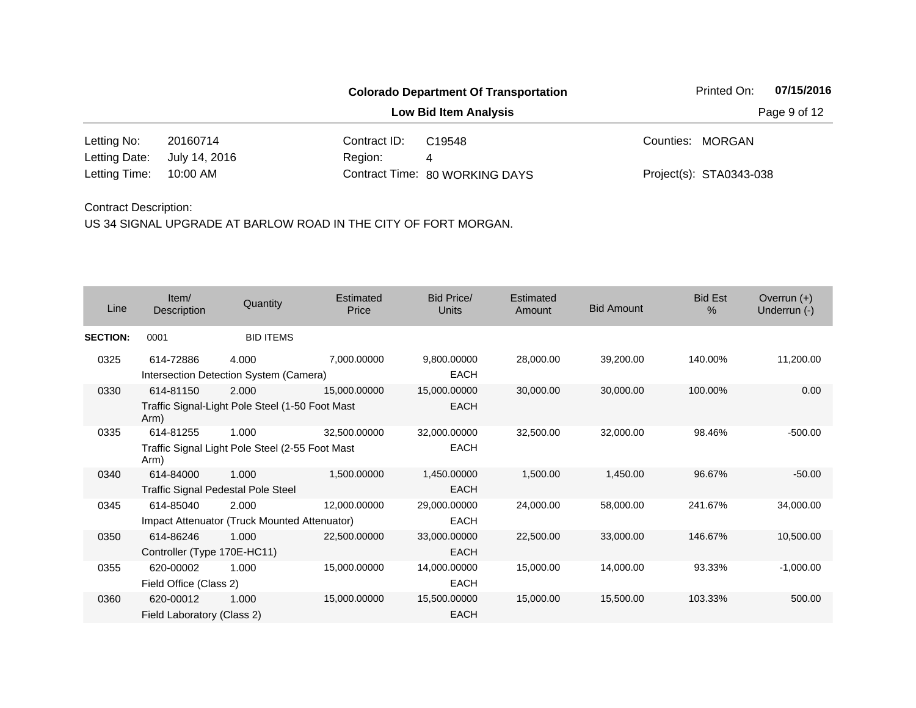**Colorado Department Of Transportation**

**Low Bid Item Analysis**

Printed On: **07/15/2016**

| | | | | | |
|---|---|---|---|---|---|
| Letting No: | 20160714 | Contract ID: | C19548 | Counties: | MORGAN |
| Letting Date: | July 14, 2016 | Region: | 4 | | |
| Letting Time: | 10:00 AM | Contract Time: | 80 WORKING DAYS | Project(s): | STA0343-038 |

Contract Description:

US 34 SIGNAL UPGRADE AT BARLOW ROAD IN THE CITY OF FORT MORGAN.

| Line | Item/ Description | Quantity | Estimated Price | Bid Price/ Units | Estimated Amount | Bid Amount | Bid Est % | Overrun (+) Underrun (-) |
|---|---|---|---|---|---|---|---|---|
| **SECTION:** | 0001 | BID ITEMS | | | | | | |
| 0325 | 614-72886 Intersection Detection System (Camera) | 4.000 | 7,000.00000 | 9,800.00000 EACH | 28,000.00 | 39,200.00 | 140.00% | 11,200.00 |
| 0330 | 614-81150 Traffic Signal-Light Pole Steel (1-50 Foot Mast Arm) | 2.000 | 15,000.00000 | 15,000.00000 EACH | 30,000.00 | 30,000.00 | 100.00% | 0.00 |
| 0335 | 614-81255 Traffic Signal Light Pole Steel (2-55 Foot Mast Arm) | 1.000 | 32,500.00000 | 32,000.00000 EACH | 32,500.00 | 32,000.00 | 98.46% | -500.00 |
| 0340 | 614-84000 Traffic Signal Pedestal Pole Steel | 1.000 | 1,500.00000 | 1,450.00000 EACH | 1,500.00 | 1,450.00 | 96.67% | -50.00 |
| 0345 | 614-85040 Impact Attenuator (Truck Mounted Attenuator) | 2.000 | 12,000.00000 | 29,000.00000 EACH | 24,000.00 | 58,000.00 | 241.67% | 34,000.00 |
| 0350 | 614-86246 Controller (Type 170E-HC11) | 1.000 | 22,500.00000 | 33,000.00000 EACH | 22,500.00 | 33,000.00 | 146.67% | 10,500.00 |
| 0355 | 620-00002 Field Office (Class 2) | 1.000 | 15,000.00000 | 14,000.00000 EACH | 15,000.00 | 14,000.00 | 93.33% | -1,000.00 |
| 0360 | 620-00012 Field Laboratory (Class 2) | 1.000 | 15,000.00000 | 15,500.00000 EACH | 15,000.00 | 15,500.00 | 103.33% | 500.00 |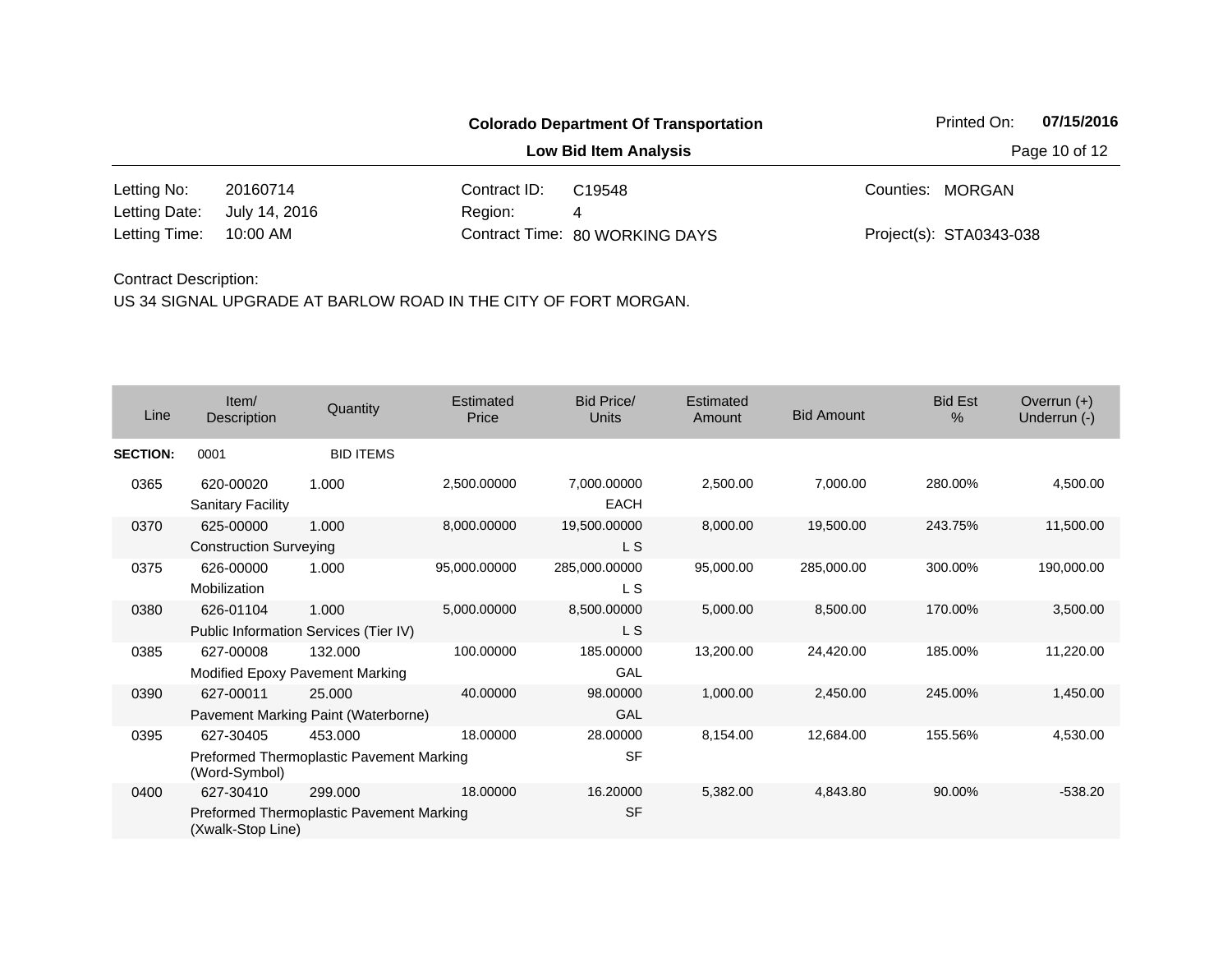**Colorado Department Of Transportation**

**Low Bid Item Analysis**

Printed On: **07/15/2016**

| | | | | | |
|---|---|---|---|---|---|
| Letting No: | 20160714 | Contract ID: | C19548 | Counties: | MORGAN |
| Letting Date: | July 14, 2016 | Region: | 4 | | |
| Letting Time: | 10:00 AM | Contract Time: | 80 WORKING DAYS | Project(s): | STA0343-038 |

Contract Description:

US 34 SIGNAL UPGRADE AT BARLOW ROAD IN THE CITY OF FORT MORGAN.

| Line | Item/ Description | Quantity | Estimated Price | Bid Price/ Units | Estimated Amount | Bid Amount | Bid Est % | Overrun (+) Underrun (-) |
|---|---|---|---|---|---|---|---|---|
| **SECTION:** | 0001 | BID ITEMS | | | | | | |
| 0365 | 620-00020 Sanitary Facility | 1.000 | 2,500.00000 | 7,000.00000 EACH | 2,500.00 | 7,000.00 | 280.00% | 4,500.00 |
| 0370 | 625-00000 Construction Surveying | 1.000 | 8,000.00000 | 19,500.00000 L S | 8,000.00 | 19,500.00 | 243.75% | 11,500.00 |
| 0375 | 626-00000 Mobilization | 1.000 | 95,000.00000 | 285,000.00000 L S | 95,000.00 | 285,000.00 | 300.00% | 190,000.00 |
| 0380 | 626-01104 Public Information Services (Tier IV) | 1.000 | 5,000.00000 | 8,500.00000 L S | 5,000.00 | 8,500.00 | 170.00% | 3,500.00 |
| 0385 | 627-00008 Modified Epoxy Pavement Marking | 132.000 | 100.00000 | 185.00000 GAL | 13,200.00 | 24,420.00 | 185.00% | 11,220.00 |
| 0390 | 627-00011 Pavement Marking Paint (Waterborne) | 25.000 | 40.00000 | 98.00000 GAL | 1,000.00 | 2,450.00 | 245.00% | 1,450.00 |
| 0395 | 627-30405 Preformed Thermoplastic Pavement Marking (Word-Symbol) | 453.000 | 18.00000 | 28.00000 SF | 8,154.00 | 12,684.00 | 155.56% | 4,530.00 |
| 0400 | 627-30410 Preformed Thermoplastic Pavement Marking (Xwalk-Stop Line) | 299.000 | 18.00000 | 16.20000 SF | 5,382.00 | 4,843.80 | 90.00% | -538.20 |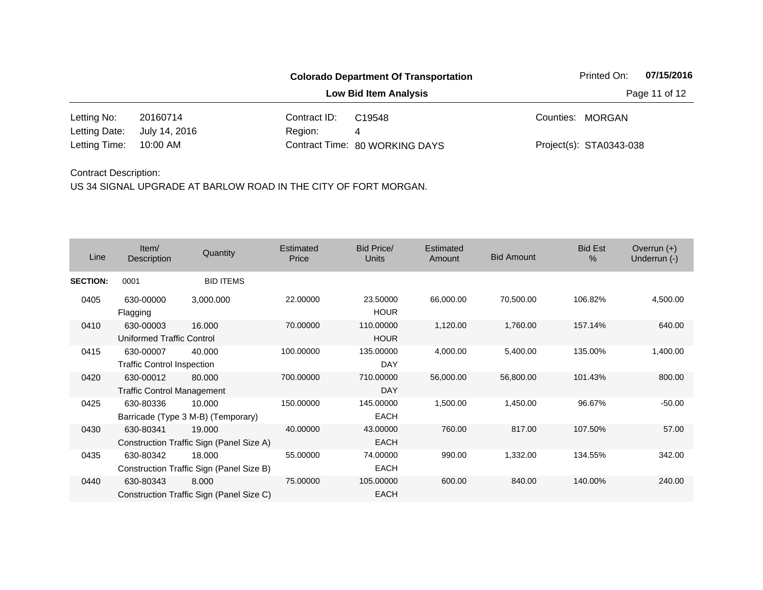**Colorado Department Of Transportation**

**Low Bid Item Analysis**

Printed On: **07/15/2016**

| | | | | | |
|---|---|---|---|---|---|
| Letting No: | 20160714 | Contract ID: | C19548 | Counties: | MORGAN |
| Letting Date: | July 14, 2016 | Region: | 4 | | |
| Letting Time: | 10:00 AM | Contract Time: | 80 WORKING DAYS | Project(s): | STA0343-038 |

Contract Description:
US 34 SIGNAL UPGRADE AT BARLOW ROAD IN THE CITY OF FORT MORGAN.

| Line | Item/ Description | Quantity | Estimated Price | Bid Price/ Units | Estimated Amount | Bid Amount | Bid Est % | Overrun (+) Underrun (-) |
|---|---|---|---|---|---|---|---|---|
| **SECTION:** | 0001 | BID ITEMS | | | | | | |
| 0405 | 630-00000 Flagging | 3,000.000 | 22.00000 | 23.50000 HOUR | 66,000.00 | 70,500.00 | 106.82% | 4,500.00 |
| 0410 | 630-00003 Uniformed Traffic Control | 16.000 | 70.00000 | 110.00000 HOUR | 1,120.00 | 1,760.00 | 157.14% | 640.00 |
| 0415 | 630-00007 Traffic Control Inspection | 40.000 | 100.00000 | 135.00000 DAY | 4,000.00 | 5,400.00 | 135.00% | 1,400.00 |
| 0420 | 630-00012 Traffic Control Management | 80.000 | 700.00000 | 710.00000 DAY | 56,000.00 | 56,800.00 | 101.43% | 800.00 |
| 0425 | 630-80336 Barricade (Type 3 M-B) (Temporary) | 10.000 | 150.00000 | 145.00000 EACH | 1,500.00 | 1,450.00 | 96.67% | -50.00 |
| 0430 | 630-80341 Construction Traffic Sign (Panel Size A) | 19.000 | 40.00000 | 43.00000 EACH | 760.00 | 817.00 | 107.50% | 57.00 |
| 0435 | 630-80342 Construction Traffic Sign (Panel Size B) | 18.000 | 55.00000 | 74.00000 EACH | 990.00 | 1,332.00 | 134.55% | 342.00 |
| 0440 | 630-80343 Construction Traffic Sign (Panel Size C) | 8.000 | 75.00000 | 105.00000 EACH | 600.00 | 840.00 | 140.00% | 240.00 |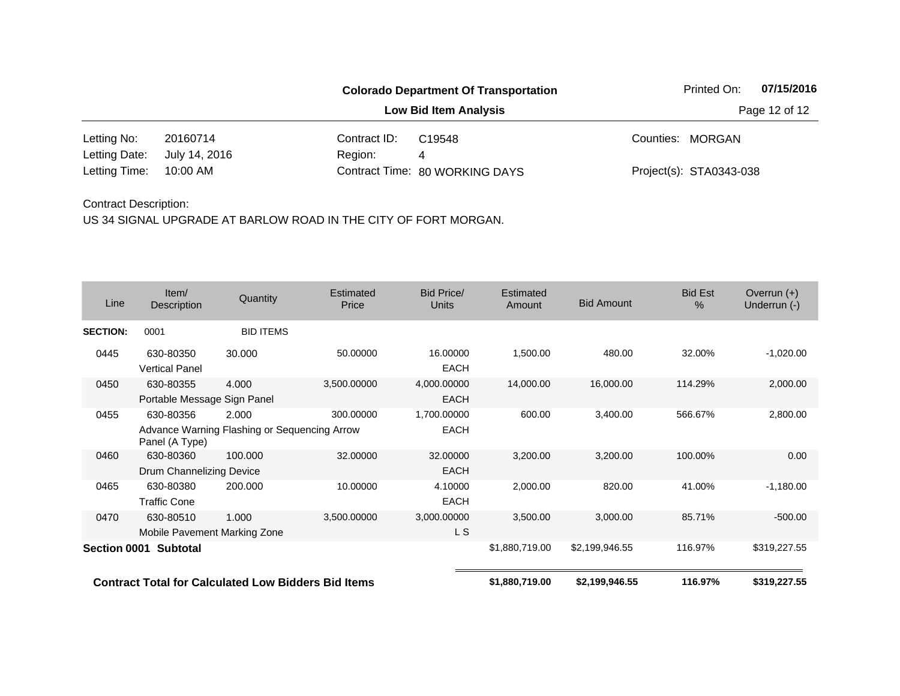**Colorado Department Of Transportation**

**Low Bid Item Analysis**

Printed On: **07/15/2016**

| | | | | | |
|---|---|---|---|---|---|
| Letting No: | 20160714 | Contract ID: | C19548 | Counties: | MORGAN |
| Letting Date: | July 14, 2016 | Region: | 4 | | |
| Letting Time: | 10:00 AM | Contract Time: | 80 WORKING DAYS | Project(s): | STA0343-038 |

Contract Description:

US 34 SIGNAL UPGRADE AT BARLOW ROAD IN THE CITY OF FORT MORGAN.

| Line | Item/ Description | Quantity | Estimated Price | Bid Price/ Units | Estimated Amount | Bid Amount | Bid Est % | Overrun (+) Underrun (-) |
|---|---|---|---|---|---|---|---|---|
| **SECTION:** | 0001 | BID ITEMS | | | | | | |
| 0445 | 630-80350 Vertical Panel | 30.000 | 50.00000 | 16.00000 EACH | 1,500.00 | 480.00 | 32.00% | -1,020.00 |
| 0450 | 630-80355 Portable Message Sign Panel | 4.000 | 3,500.00000 | 4,000.00000 EACH | 14,000.00 | 16,000.00 | 114.29% | 2,000.00 |
| 0455 | 630-80356 Advance Warning Flashing or Sequencing Arrow Panel (A Type) | 2.000 | 300.00000 | 1,700.00000 EACH | 600.00 | 3,400.00 | 566.67% | 2,800.00 |
| 0460 | 630-80360 Drum Channelizing Device | 100.000 | 32.00000 | 32.00000 EACH | 3,200.00 | 3,200.00 | 100.00% | 0.00 |
| 0465 | 630-80380 Traffic Cone | 200.000 | 10.00000 | 4.10000 EACH | 2,000.00 | 820.00 | 41.00% | -1,180.00 |
| 0470 | 630-80510 Mobile Pavement Marking Zone | 1.000 | 3,500.00000 | 3,000.00000 L S | 3,500.00 | 3,000.00 | 85.71% | -500.00 |
| **Section 0001 Subtotal** | | | | | $1,880,719.00 | $2,199,946.55 | 116.97% | $319,227.55 |
| **Contract Total for Calculated Low Bidders Bid Items** | | | | | **$1,880,719.00** | **$2,199,946.55** | **116.97%** | **$319,227.55** |